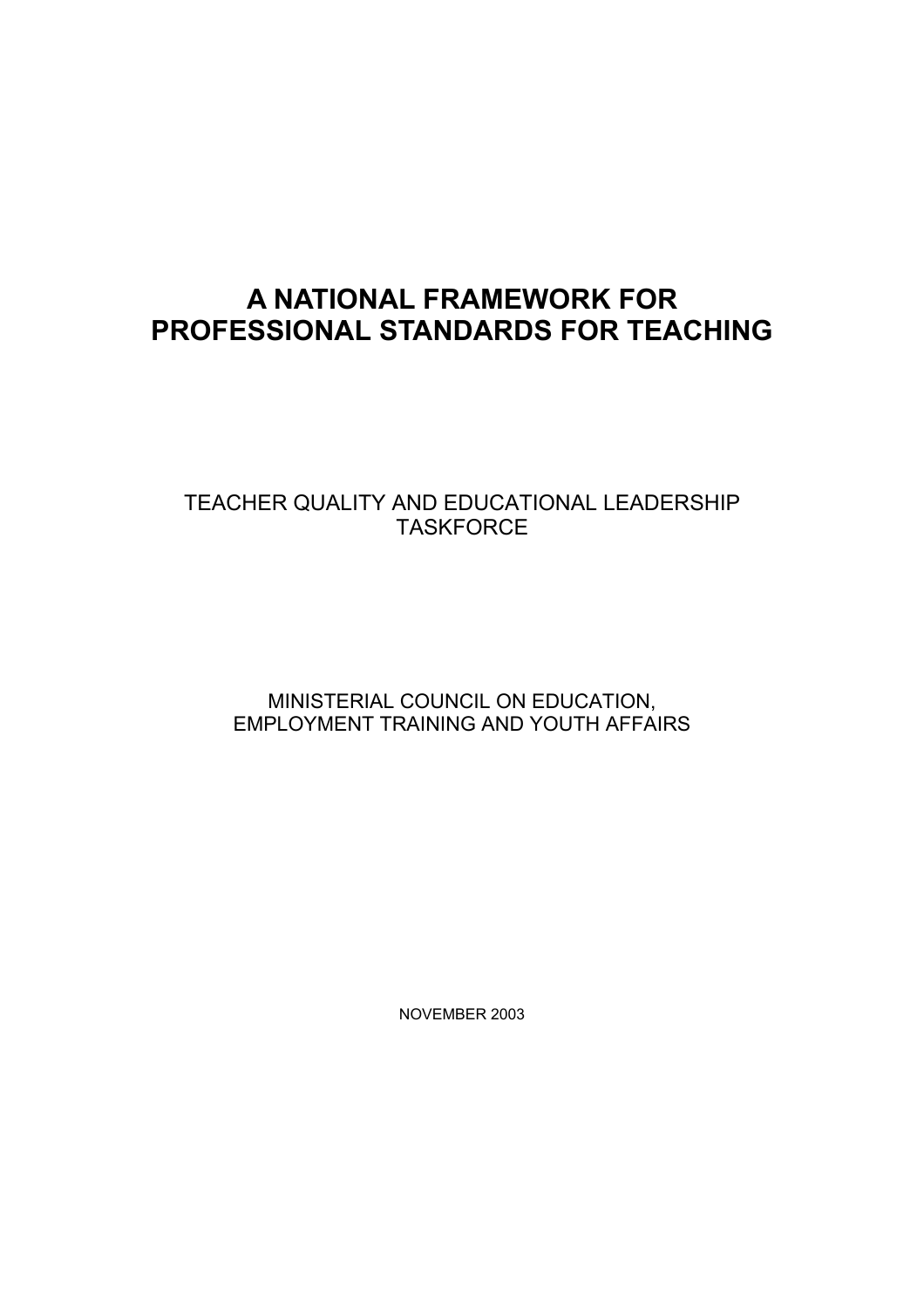# A NATIONAL FRAMEWORK FOR PROFESSIONAL STANDARDS FOR TEACHING

TEACHER QUALITY AND EDUCATIONAL LEADERSHIP TASKFORCE

MINISTERIAL COUNCIL ON EDUCATION, EMPLOYMENT TRAINING AND YOUTH AFFAIRS

NOVEMBER 2003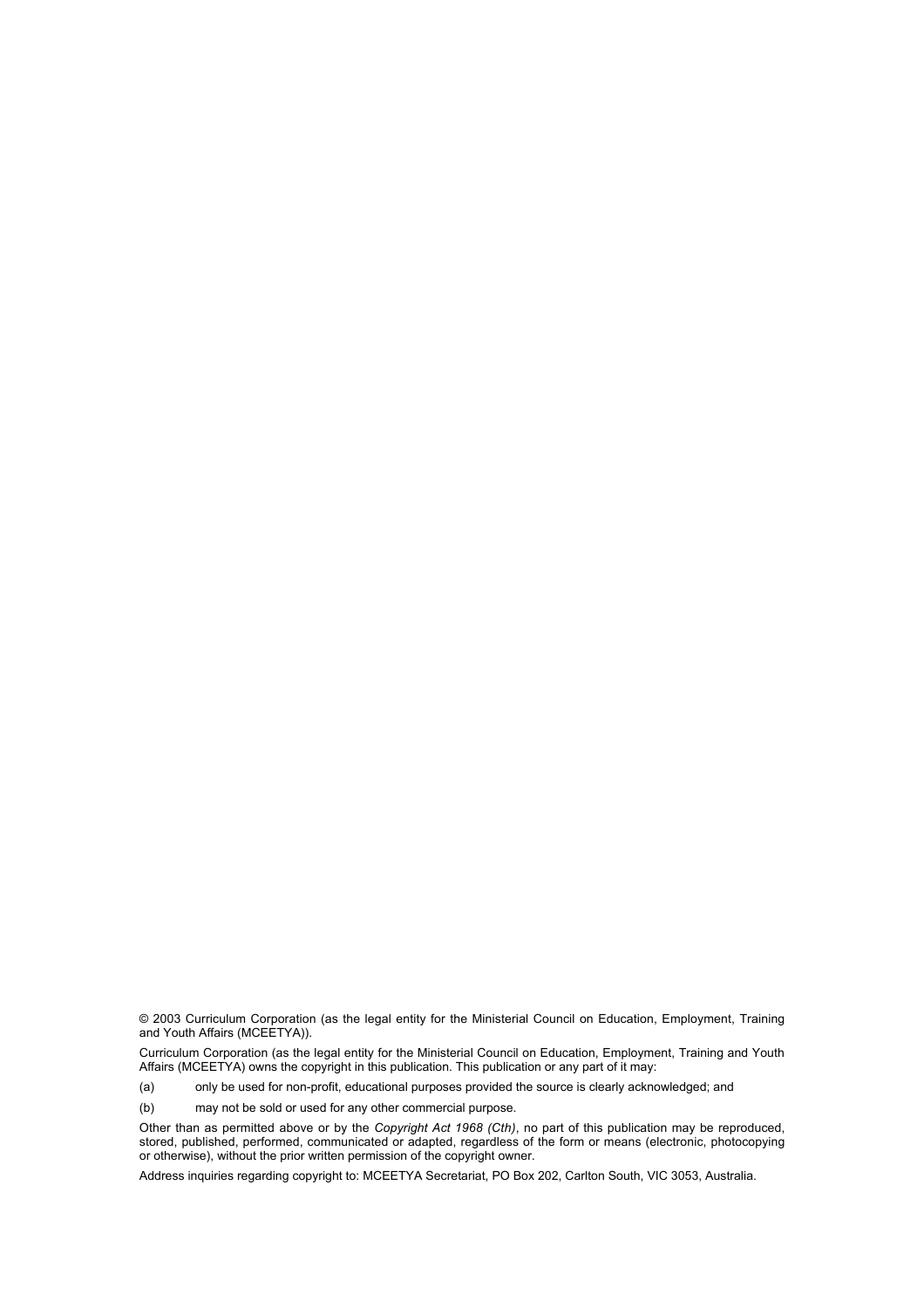© 2003 Curriculum Corporation (as the legal entity for the Ministerial Council on Education, Employment, Training and Youth Affairs (MCEETYA)).

Curriculum Corporation (as the legal entity for the Ministerial Council on Education, Employment, Training and Youth Affairs (MCEETYA) owns the copyright in this publication. This publication or any part of it may:

(a) only be used for non-profit, educational purposes provided the source is clearly acknowledged; and

(b) may not be sold or used for any other commercial purpose.

Other than as permitted above or by the *Copyright Act 1968 (Cth)*, no part of this publication may be reproduced, stored, published, performed, communicated or adapted, regardless of the form or means (electronic, photocopying or otherwise), without the prior written permission of the copyright owner.

Address inquiries regarding copyright to: MCEETYA Secretariat, PO Box 202, Carlton South, VIC 3053, Australia.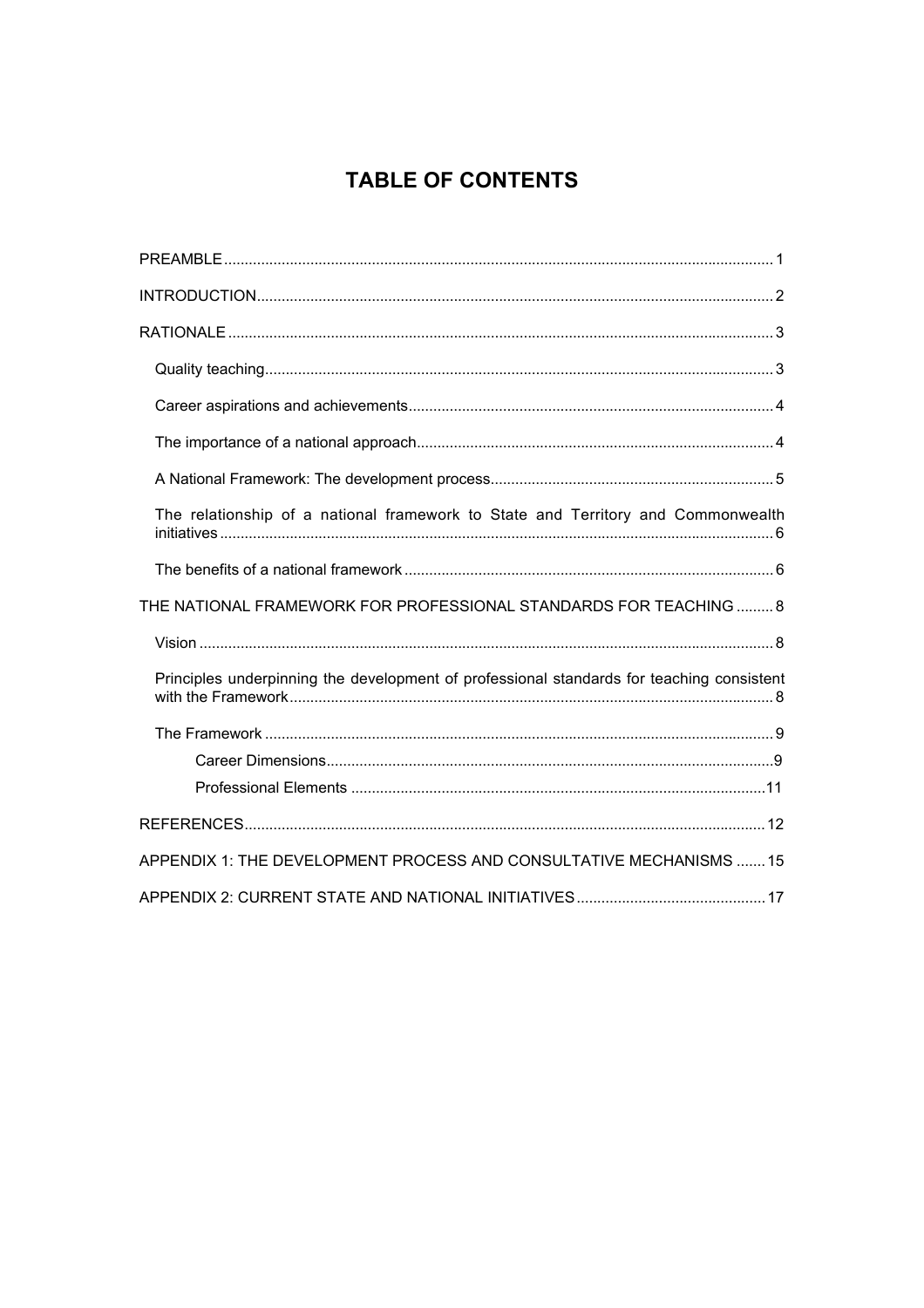# TABLE OF CONTENTS

PREAMBLE ........................................................................................................................ 1

INTRODUCTION ................................................................................................................ 2

RATIONALE ...................................................................................................................... 3

- Quality teaching ............................................................................................................ 3
- Career aspirations and achievements ........................................................................... 4
- The importance of a national approach ........................................................................ 4
- A National Framework: The development process ....................................................... 5
- The relationship of a national framework to State and Territory and Commonwealth initiatives ...................................................................................................................... 6
- The benefits of a national framework ............................................................................ 6

THE NATIONAL FRAMEWORK FOR PROFESSIONAL STANDARDS FOR TEACHING ......... 8

- Vision ............................................................................................................................ 8
- Principles underpinning the development of professional standards for teaching consistent with the Framework ...................................................................................... 8
- The Framework ............................................................................................................. 9
  - Career Dimensions ................................................................................................. 9
  - Professional Elements ........................................................................................... 11

REFERENCES ................................................................................................................. 12

APPENDIX 1: THE DEVELOPMENT PROCESS AND CONSULTATIVE MECHANISMS ....... 15

APPENDIX 2: CURRENT STATE AND NATIONAL INITIATIVES ........................................... 17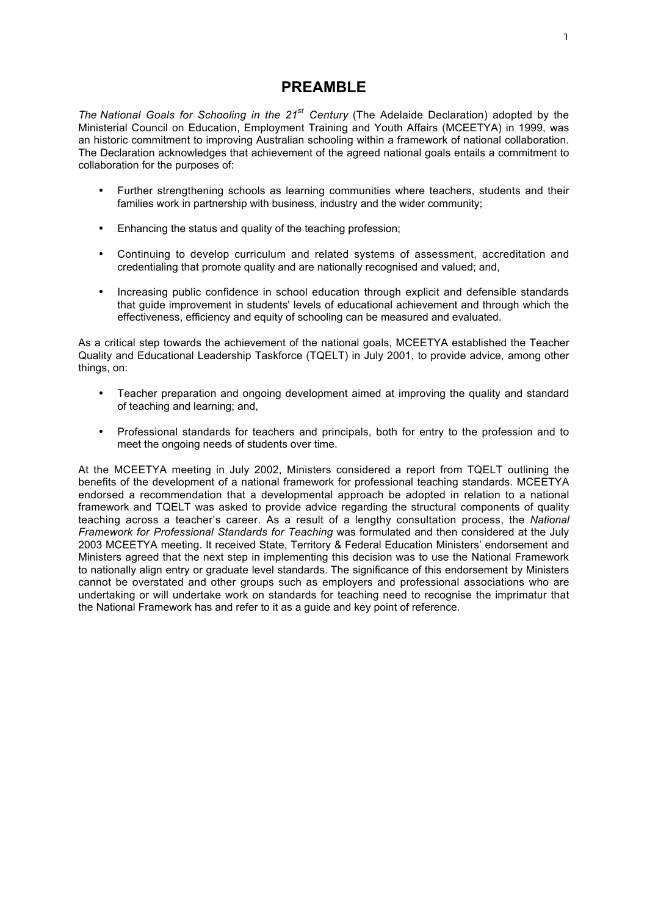# PREAMBLE

*The National Goals for Schooling in the 21st Century* (The Adelaide Declaration) adopted by the Ministerial Council on Education, Employment Training and Youth Affairs (MCEETYA) in 1999, was an historic commitment to improving Australian schooling within a framework of national collaboration. The Declaration acknowledges that achievement of the agreed national goals entails a commitment to collaboration for the purposes of:

- Further strengthening schools as learning communities where teachers, students and their families work in partnership with business, industry and the wider community;
- Enhancing the status and quality of the teaching profession;
- Continuing to develop curriculum and related systems of assessment, accreditation and credentialing that promote quality and are nationally recognised and valued; and,
- Increasing public confidence in school education through explicit and defensible standards that guide improvement in students' levels of educational achievement and through which the effectiveness, efficiency and equity of schooling can be measured and evaluated.

As a critical step towards the achievement of the national goals, MCEETYA established the Teacher Quality and Educational Leadership Taskforce (TQELT) in July 2001, to provide advice, among other things, on:

- Teacher preparation and ongoing development aimed at improving the quality and standard of teaching and learning; and,
- Professional standards for teachers and principals, both for entry to the profession and to meet the ongoing needs of students over time.

At the MCEETYA meeting in July 2002, Ministers considered a report from TQELT outlining the benefits of the development of a national framework for professional teaching standards. MCEETYA endorsed a recommendation that a developmental approach be adopted in relation to a national framework and TQELT was asked to provide advice regarding the structural components of quality teaching across a teacher's career. As a result of a lengthy consultation process, the *National Framework for Professional Standards for Teaching* was formulated and then considered at the July 2003 MCEETYA meeting. It received State, Territory & Federal Education Ministers' endorsement and Ministers agreed that the next step in implementing this decision was to use the National Framework to nationally align entry or graduate level standards. The significance of this endorsement by Ministers cannot be overstated and other groups such as employers and professional associations who are undertaking or will undertake work on standards for teaching need to recognise the imprimatur that the National Framework has and refer to it as a guide and key point of reference.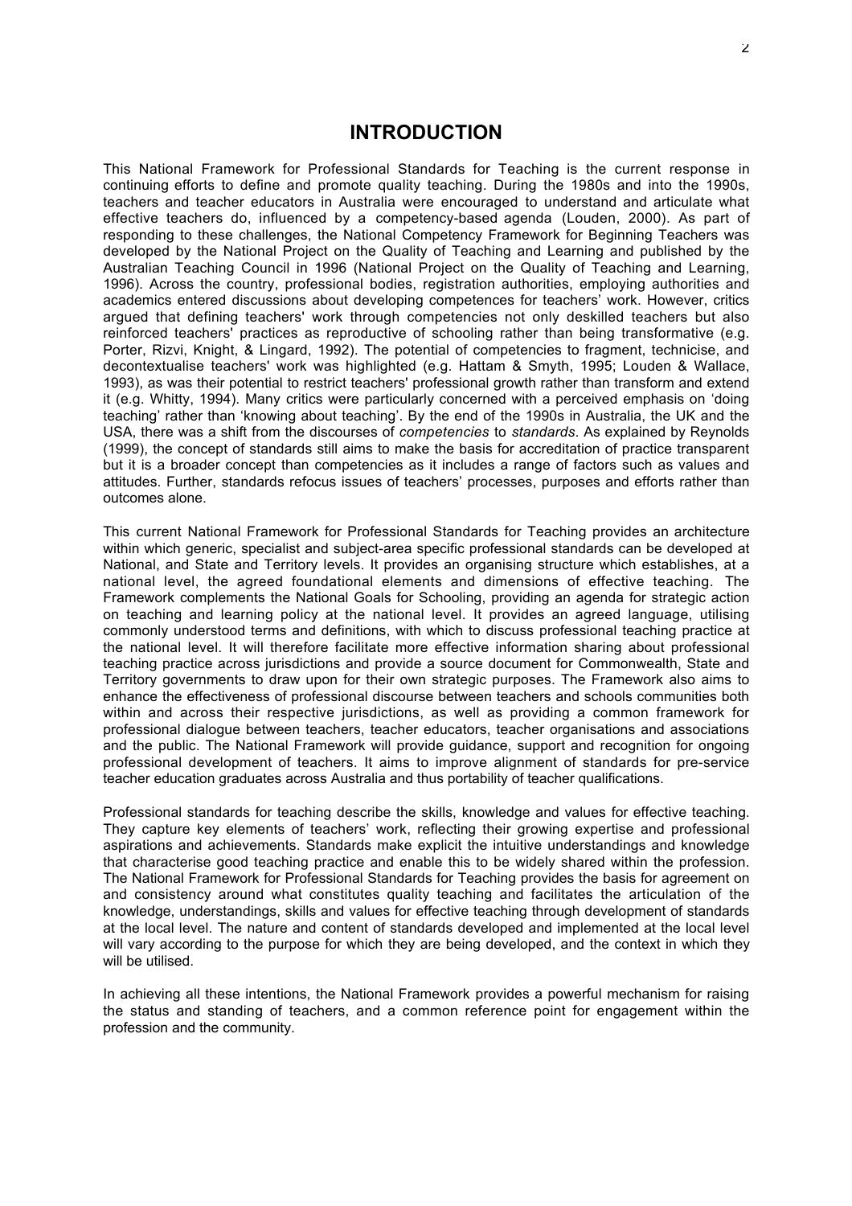# INTRODUCTION

This National Framework for Professional Standards for Teaching is the current response in continuing efforts to define and promote quality teaching. During the 1980s and into the 1990s, teachers and teacher educators in Australia were encouraged to understand and articulate what effective teachers do, influenced by a competency-based agenda (Louden, 2000). As part of responding to these challenges, the National Competency Framework for Beginning Teachers was developed by the National Project on the Quality of Teaching and Learning and published by the Australian Teaching Council in 1996 (National Project on the Quality of Teaching and Learning, 1996). Across the country, professional bodies, registration authorities, employing authorities and academics entered discussions about developing competences for teachers' work. However, critics argued that defining teachers' work through competencies not only deskilled teachers but also reinforced teachers' practices as reproductive of schooling rather than being transformative (e.g. Porter, Rizvi, Knight, & Lingard, 1992). The potential of competencies to fragment, technicise, and decontextualise teachers' work was highlighted (e.g. Hattam & Smyth, 1995; Louden & Wallace, 1993), as was their potential to restrict teachers' professional growth rather than transform and extend it (e.g. Whitty, 1994). Many critics were particularly concerned with a perceived emphasis on 'doing teaching' rather than 'knowing about teaching'. By the end of the 1990s in Australia, the UK and the USA, there was a shift from the discourses of *competencies* to *standards*. As explained by Reynolds (1999), the concept of standards still aims to make the basis for accreditation of practice transparent but it is a broader concept than competencies as it includes a range of factors such as values and attitudes. Further, standards refocus issues of teachers' processes, purposes and efforts rather than outcomes alone.

This current National Framework for Professional Standards for Teaching provides an architecture within which generic, specialist and subject-area specific professional standards can be developed at National, and State and Territory levels. It provides an organising structure which establishes, at a national level, the agreed foundational elements and dimensions of effective teaching. The Framework complements the National Goals for Schooling, providing an agenda for strategic action on teaching and learning policy at the national level. It provides an agreed language, utilising commonly understood terms and definitions, with which to discuss professional teaching practice at the national level. It will therefore facilitate more effective information sharing about professional teaching practice across jurisdictions and provide a source document for Commonwealth, State and Territory governments to draw upon for their own strategic purposes. The Framework also aims to enhance the effectiveness of professional discourse between teachers and schools communities both within and across their respective jurisdictions, as well as providing a common framework for professional dialogue between teachers, teacher educators, teacher organisations and associations and the public. The National Framework will provide guidance, support and recognition for ongoing professional development of teachers. It aims to improve alignment of standards for pre-service teacher education graduates across Australia and thus portability of teacher qualifications.

Professional standards for teaching describe the skills, knowledge and values for effective teaching. They capture key elements of teachers' work, reflecting their growing expertise and professional aspirations and achievements. Standards make explicit the intuitive understandings and knowledge that characterise good teaching practice and enable this to be widely shared within the profession. The National Framework for Professional Standards for Teaching provides the basis for agreement on and consistency around what constitutes quality teaching and facilitates the articulation of the knowledge, understandings, skills and values for effective teaching through development of standards at the local level. The nature and content of standards developed and implemented at the local level will vary according to the purpose for which they are being developed, and the context in which they will be utilised.

In achieving all these intentions, the National Framework provides a powerful mechanism for raising the status and standing of teachers, and a common reference point for engagement within the profession and the community.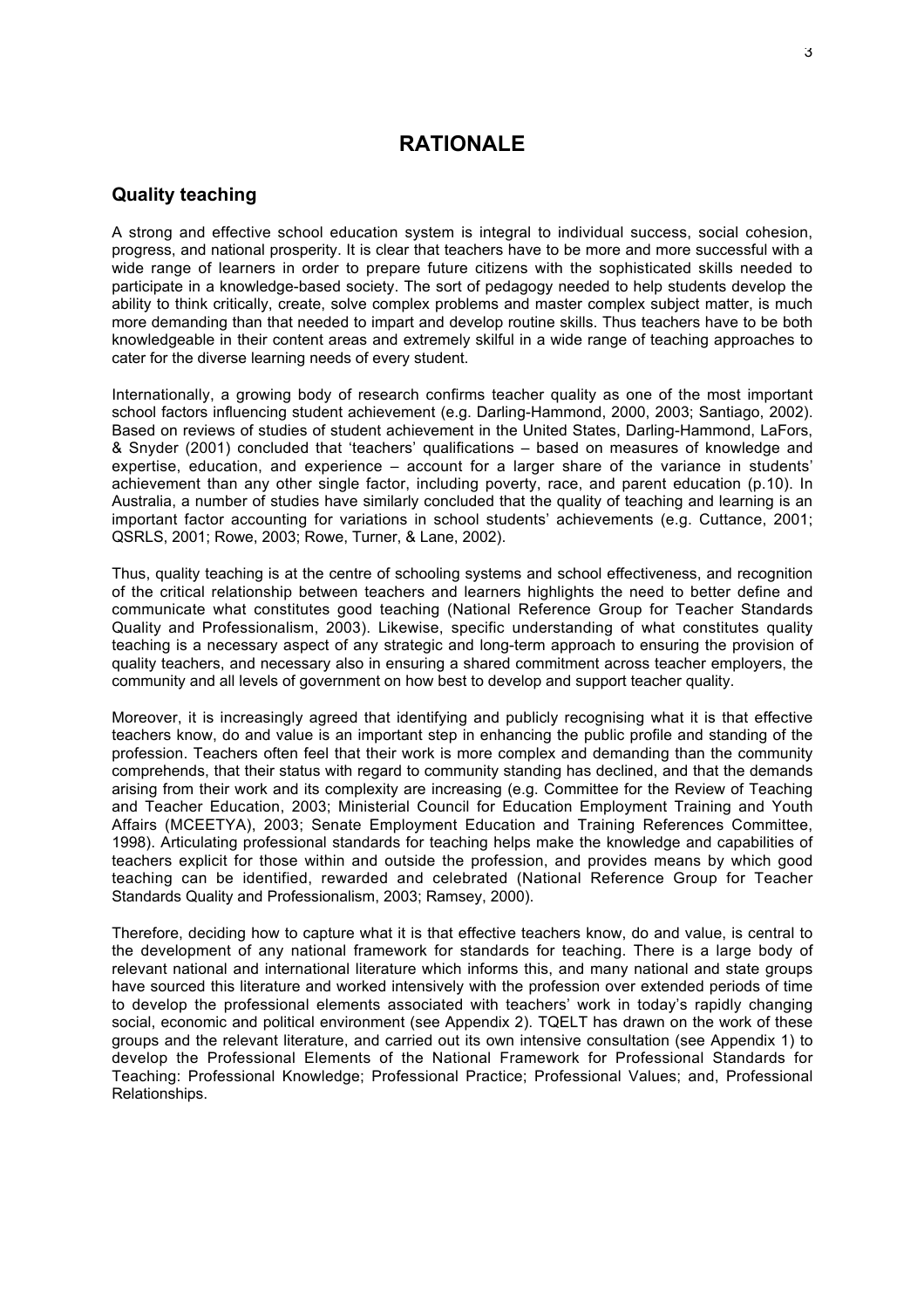# RATIONALE

## Quality teaching

A strong and effective school education system is integral to individual success, social cohesion, progress, and national prosperity. It is clear that teachers have to be more and more successful with a wide range of learners in order to prepare future citizens with the sophisticated skills needed to participate in a knowledge-based society. The sort of pedagogy needed to help students develop the ability to think critically, create, solve complex problems and master complex subject matter, is much more demanding than that needed to impart and develop routine skills. Thus teachers have to be both knowledgeable in their content areas and extremely skilful in a wide range of teaching approaches to cater for the diverse learning needs of every student.

Internationally, a growing body of research confirms teacher quality as one of the most important school factors influencing student achievement (e.g. Darling-Hammond, 2000, 2003; Santiago, 2002). Based on reviews of studies of student achievement in the United States, Darling-Hammond, LaFors, & Snyder (2001) concluded that 'teachers' qualifications – based on measures of knowledge and expertise, education, and experience – account for a larger share of the variance in students' achievement than any other single factor, including poverty, race, and parent education (p.10). In Australia, a number of studies have similarly concluded that the quality of teaching and learning is an important factor accounting for variations in school students' achievements (e.g. Cuttance, 2001; QSRLS, 2001; Rowe, 2003; Rowe, Turner, & Lane, 2002).

Thus, quality teaching is at the centre of schooling systems and school effectiveness, and recognition of the critical relationship between teachers and learners highlights the need to better define and communicate what constitutes good teaching (National Reference Group for Teacher Standards Quality and Professionalism, 2003). Likewise, specific understanding of what constitutes quality teaching is a necessary aspect of any strategic and long-term approach to ensuring the provision of quality teachers, and necessary also in ensuring a shared commitment across teacher employers, the community and all levels of government on how best to develop and support teacher quality.

Moreover, it is increasingly agreed that identifying and publicly recognising what it is that effective teachers know, do and value is an important step in enhancing the public profile and standing of the profession. Teachers often feel that their work is more complex and demanding than the community comprehends, that their status with regard to community standing has declined, and that the demands arising from their work and its complexity are increasing (e.g. Committee for the Review of Teaching and Teacher Education, 2003; Ministerial Council for Education Employment Training and Youth Affairs (MCEETYA), 2003; Senate Employment Education and Training References Committee, 1998). Articulating professional standards for teaching helps make the knowledge and capabilities of teachers explicit for those within and outside the profession, and provides means by which good teaching can be identified, rewarded and celebrated (National Reference Group for Teacher Standards Quality and Professionalism, 2003; Ramsey, 2000).

Therefore, deciding how to capture what it is that effective teachers know, do and value, is central to the development of any national framework for standards for teaching. There is a large body of relevant national and international literature which informs this, and many national and state groups have sourced this literature and worked intensively with the profession over extended periods of time to develop the professional elements associated with teachers' work in today's rapidly changing social, economic and political environment (see Appendix 2). TQELT has drawn on the work of these groups and the relevant literature, and carried out its own intensive consultation (see Appendix 1) to develop the Professional Elements of the National Framework for Professional Standards for Teaching: Professional Knowledge; Professional Practice; Professional Values; and, Professional Relationships.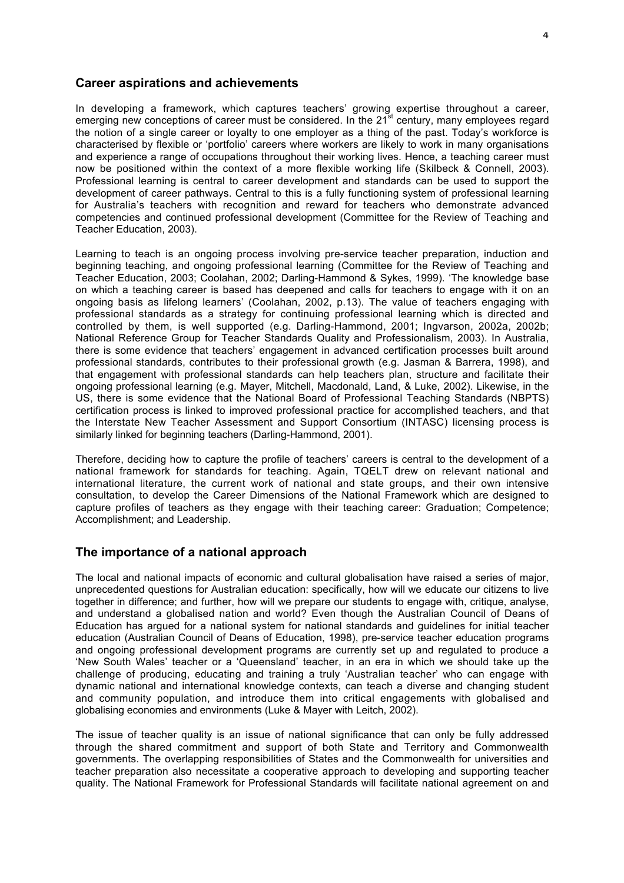## Career aspirations and achievements

In developing a framework, which captures teachers' growing expertise throughout a career, emerging new conceptions of career must be considered. In the 21st century, many employees regard the notion of a single career or loyalty to one employer as a thing of the past. Today's workforce is characterised by flexible or 'portfolio' careers where workers are likely to work in many organisations and experience a range of occupations throughout their working lives. Hence, a teaching career must now be positioned within the context of a more flexible working life (Skilbeck & Connell, 2003). Professional learning is central to career development and standards can be used to support the development of career pathways. Central to this is a fully functioning system of professional learning for Australia's teachers with recognition and reward for teachers who demonstrate advanced competencies and continued professional development (Committee for the Review of Teaching and Teacher Education, 2003).

Learning to teach is an ongoing process involving pre-service teacher preparation, induction and beginning teaching, and ongoing professional learning (Committee for the Review of Teaching and Teacher Education, 2003; Coolahan, 2002; Darling-Hammond & Sykes, 1999). 'The knowledge base on which a teaching career is based has deepened and calls for teachers to engage with it on an ongoing basis as lifelong learners' (Coolahan, 2002, p.13). The value of teachers engaging with professional standards as a strategy for continuing professional learning which is directed and controlled by them, is well supported (e.g. Darling-Hammond, 2001; Ingvarson, 2002a, 2002b; National Reference Group for Teacher Standards Quality and Professionalism, 2003). In Australia, there is some evidence that teachers' engagement in advanced certification processes built around professional standards, contributes to their professional growth (e.g. Jasman & Barrera, 1998), and that engagement with professional standards can help teachers plan, structure and facilitate their ongoing professional learning (e.g. Mayer, Mitchell, Macdonald, Land, & Luke, 2002). Likewise, in the US, there is some evidence that the National Board of Professional Teaching Standards (NBPTS) certification process is linked to improved professional practice for accomplished teachers, and that the Interstate New Teacher Assessment and Support Consortium (INTASC) licensing process is similarly linked for beginning teachers (Darling-Hammond, 2001).

Therefore, deciding how to capture the profile of teachers' careers is central to the development of a national framework for standards for teaching. Again, TQELT drew on relevant national and international literature, the current work of national and state groups, and their own intensive consultation, to develop the Career Dimensions of the National Framework which are designed to capture profiles of teachers as they engage with their teaching career: Graduation; Competence; Accomplishment; and Leadership.

## The importance of a national approach

The local and national impacts of economic and cultural globalisation have raised a series of major, unprecedented questions for Australian education: specifically, how will we educate our citizens to live together in difference; and further, how will we prepare our students to engage with, critique, analyse, and understand a globalised nation and world? Even though the Australian Council of Deans of Education has argued for a national system for national standards and guidelines for initial teacher education (Australian Council of Deans of Education, 1998), pre-service teacher education programs and ongoing professional development programs are currently set up and regulated to produce a 'New South Wales' teacher or a 'Queensland' teacher, in an era in which we should take up the challenge of producing, educating and training a truly 'Australian teacher' who can engage with dynamic national and international knowledge contexts, can teach a diverse and changing student and community population, and introduce them into critical engagements with globalised and globalising economies and environments (Luke & Mayer with Leitch, 2002).

The issue of teacher quality is an issue of national significance that can only be fully addressed through the shared commitment and support of both State and Territory and Commonwealth governments. The overlapping responsibilities of States and the Commonwealth for universities and teacher preparation also necessitate a cooperative approach to developing and supporting teacher quality. The National Framework for Professional Standards will facilitate national agreement on and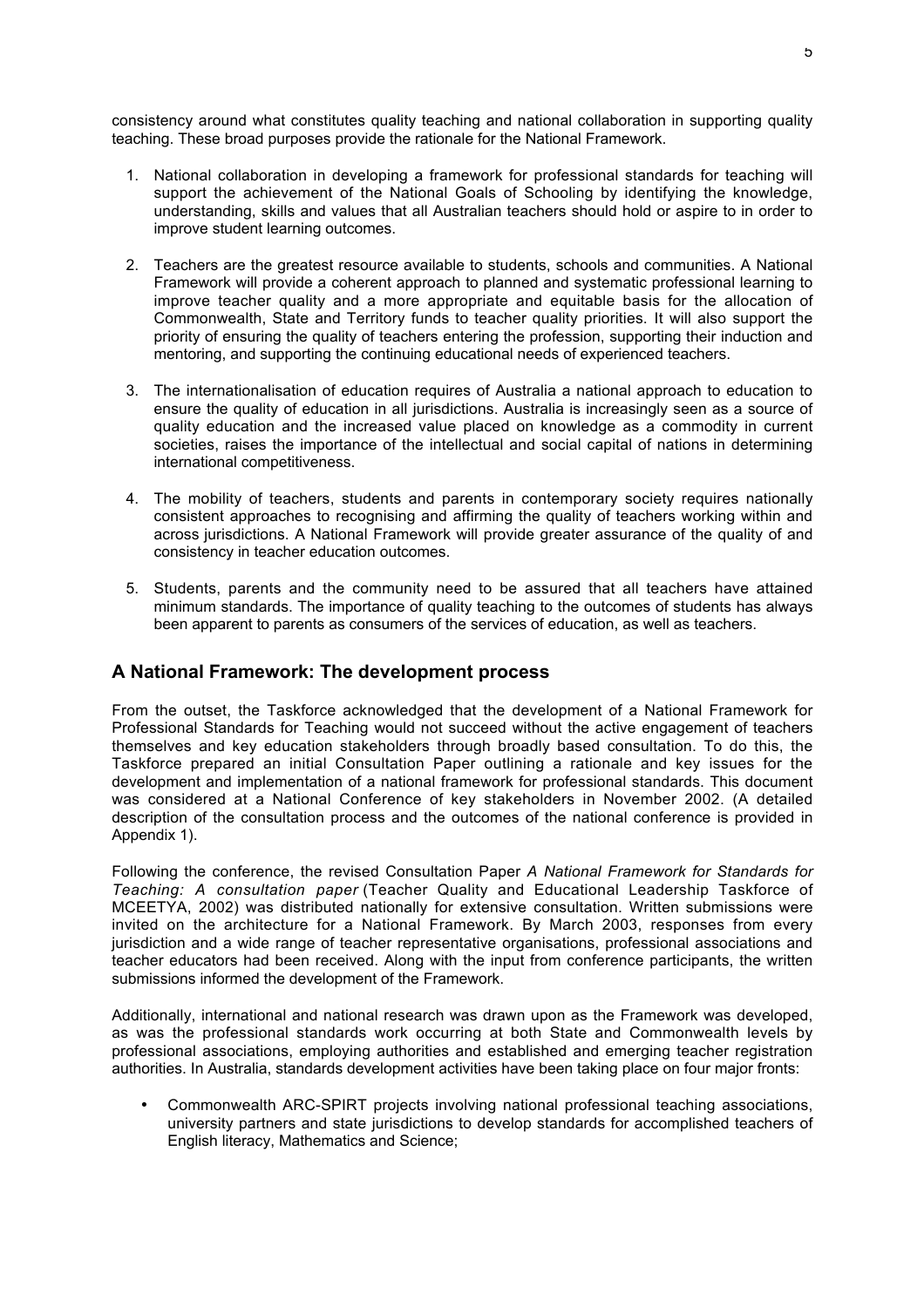consistency around what constitutes quality teaching and national collaboration in supporting quality teaching. These broad purposes provide the rationale for the National Framework.

1. National collaboration in developing a framework for professional standards for teaching will support the achievement of the National Goals of Schooling by identifying the knowledge, understanding, skills and values that all Australian teachers should hold or aspire to in order to improve student learning outcomes.

2. Teachers are the greatest resource available to students, schools and communities. A National Framework will provide a coherent approach to planned and systematic professional learning to improve teacher quality and a more appropriate and equitable basis for the allocation of Commonwealth, State and Territory funds to teacher quality priorities. It will also support the priority of ensuring the quality of teachers entering the profession, supporting their induction and mentoring, and supporting the continuing educational needs of experienced teachers.

3. The internationalisation of education requires of Australia a national approach to education to ensure the quality of education in all jurisdictions. Australia is increasingly seen as a source of quality education and the increased value placed on knowledge as a commodity in current societies, raises the importance of the intellectual and social capital of nations in determining international competitiveness.

4. The mobility of teachers, students and parents in contemporary society requires nationally consistent approaches to recognising and affirming the quality of teachers working within and across jurisdictions. A National Framework will provide greater assurance of the quality of and consistency in teacher education outcomes.

5. Students, parents and the community need to be assured that all teachers have attained minimum standards. The importance of quality teaching to the outcomes of students has always been apparent to parents as consumers of the services of education, as well as teachers.

## A National Framework: The development process

From the outset, the Taskforce acknowledged that the development of a National Framework for Professional Standards for Teaching would not succeed without the active engagement of teachers themselves and key education stakeholders through broadly based consultation. To do this, the Taskforce prepared an initial Consultation Paper outlining a rationale and key issues for the development and implementation of a national framework for professional standards. This document was considered at a National Conference of key stakeholders in November 2002. (A detailed description of the consultation process and the outcomes of the national conference is provided in Appendix 1).

Following the conference, the revised Consultation Paper *A National Framework for Standards for Teaching: A consultation paper* (Teacher Quality and Educational Leadership Taskforce of MCEETYA, 2002) was distributed nationally for extensive consultation. Written submissions were invited on the architecture for a National Framework. By March 2003, responses from every jurisdiction and a wide range of teacher representative organisations, professional associations and teacher educators had been received. Along with the input from conference participants, the written submissions informed the development of the Framework.

Additionally, international and national research was drawn upon as the Framework was developed, as was the professional standards work occurring at both State and Commonwealth levels by professional associations, employing authorities and established and emerging teacher registration authorities. In Australia, standards development activities have been taking place on four major fronts:

- Commonwealth ARC-SPIRT projects involving national professional teaching associations, university partners and state jurisdictions to develop standards for accomplished teachers of English literacy, Mathematics and Science;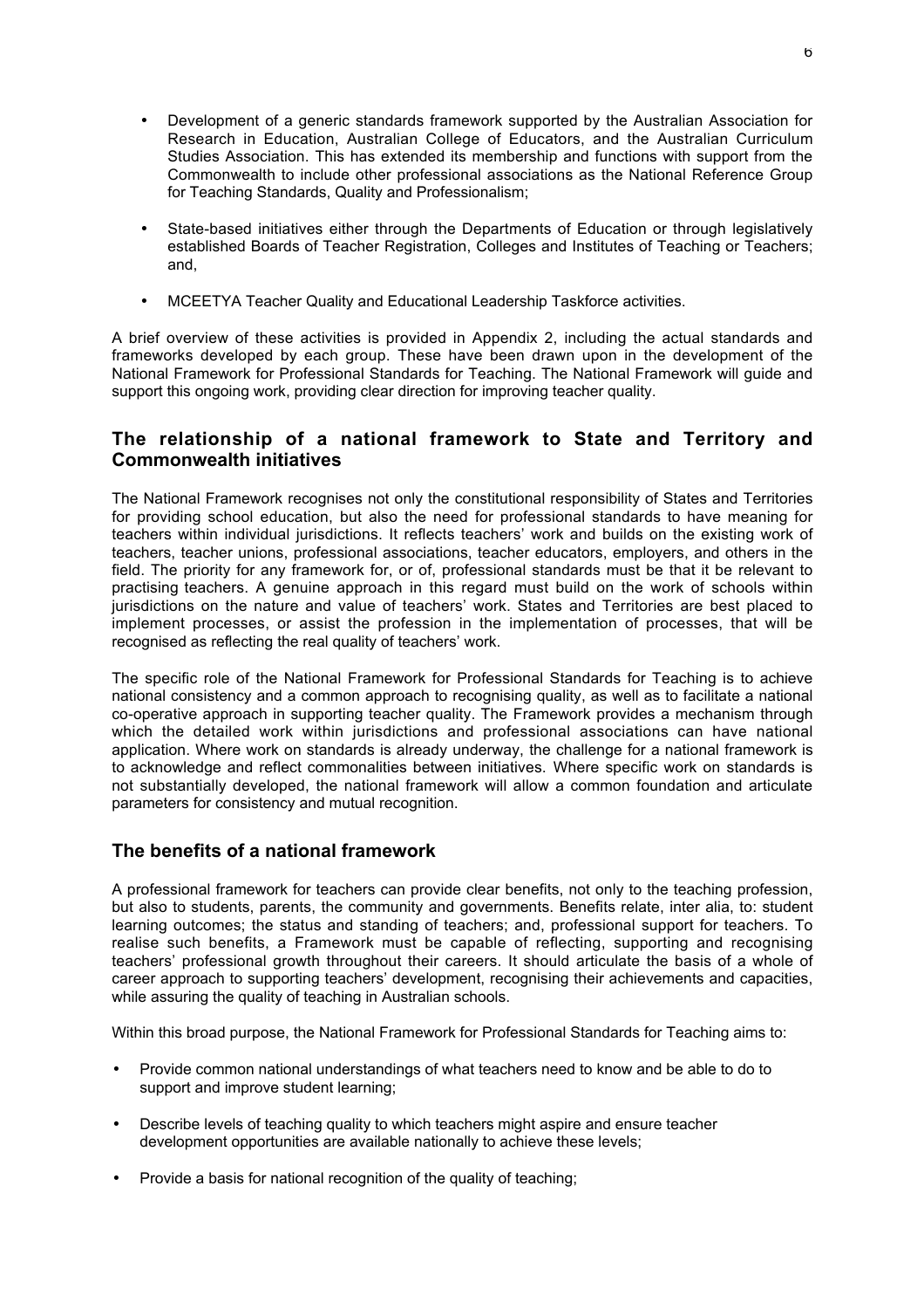- Development of a generic standards framework supported by the Australian Association for Research in Education, Australian College of Educators, and the Australian Curriculum Studies Association. This has extended its membership and functions with support from the Commonwealth to include other professional associations as the National Reference Group for Teaching Standards, Quality and Professionalism;

- State-based initiatives either through the Departments of Education or through legislatively established Boards of Teacher Registration, Colleges and Institutes of Teaching or Teachers; and,

- MCEETYA Teacher Quality and Educational Leadership Taskforce activities.

A brief overview of these activities is provided in Appendix 2, including the actual standards and frameworks developed by each group. These have been drawn upon in the development of the National Framework for Professional Standards for Teaching. The National Framework will guide and support this ongoing work, providing clear direction for improving teacher quality.

## The relationship of a national framework to State and Territory and Commonwealth initiatives

The National Framework recognises not only the constitutional responsibility of States and Territories for providing school education, but also the need for professional standards to have meaning for teachers within individual jurisdictions. It reflects teachers' work and builds on the existing work of teachers, teacher unions, professional associations, teacher educators, employers, and others in the field. The priority for any framework for, or of, professional standards must be that it be relevant to practising teachers. A genuine approach in this regard must build on the work of schools within jurisdictions on the nature and value of teachers' work. States and Territories are best placed to implement processes, or assist the profession in the implementation of processes, that will be recognised as reflecting the real quality of teachers' work.

The specific role of the National Framework for Professional Standards for Teaching is to achieve national consistency and a common approach to recognising quality, as well as to facilitate a national co-operative approach in supporting teacher quality. The Framework provides a mechanism through which the detailed work within jurisdictions and professional associations can have national application. Where work on standards is already underway, the challenge for a national framework is to acknowledge and reflect commonalities between initiatives. Where specific work on standards is not substantially developed, the national framework will allow a common foundation and articulate parameters for consistency and mutual recognition.

## The benefits of a national framework

A professional framework for teachers can provide clear benefits, not only to the teaching profession, but also to students, parents, the community and governments. Benefits relate, inter alia, to: student learning outcomes; the status and standing of teachers; and, professional support for teachers. To realise such benefits, a Framework must be capable of reflecting, supporting and recognising teachers' professional growth throughout their careers. It should articulate the basis of a whole of career approach to supporting teachers' development, recognising their achievements and capacities, while assuring the quality of teaching in Australian schools.

Within this broad purpose, the National Framework for Professional Standards for Teaching aims to:

- Provide common national understandings of what teachers need to know and be able to do to support and improve student learning;

- Describe levels of teaching quality to which teachers might aspire and ensure teacher development opportunities are available nationally to achieve these levels;

- Provide a basis for national recognition of the quality of teaching;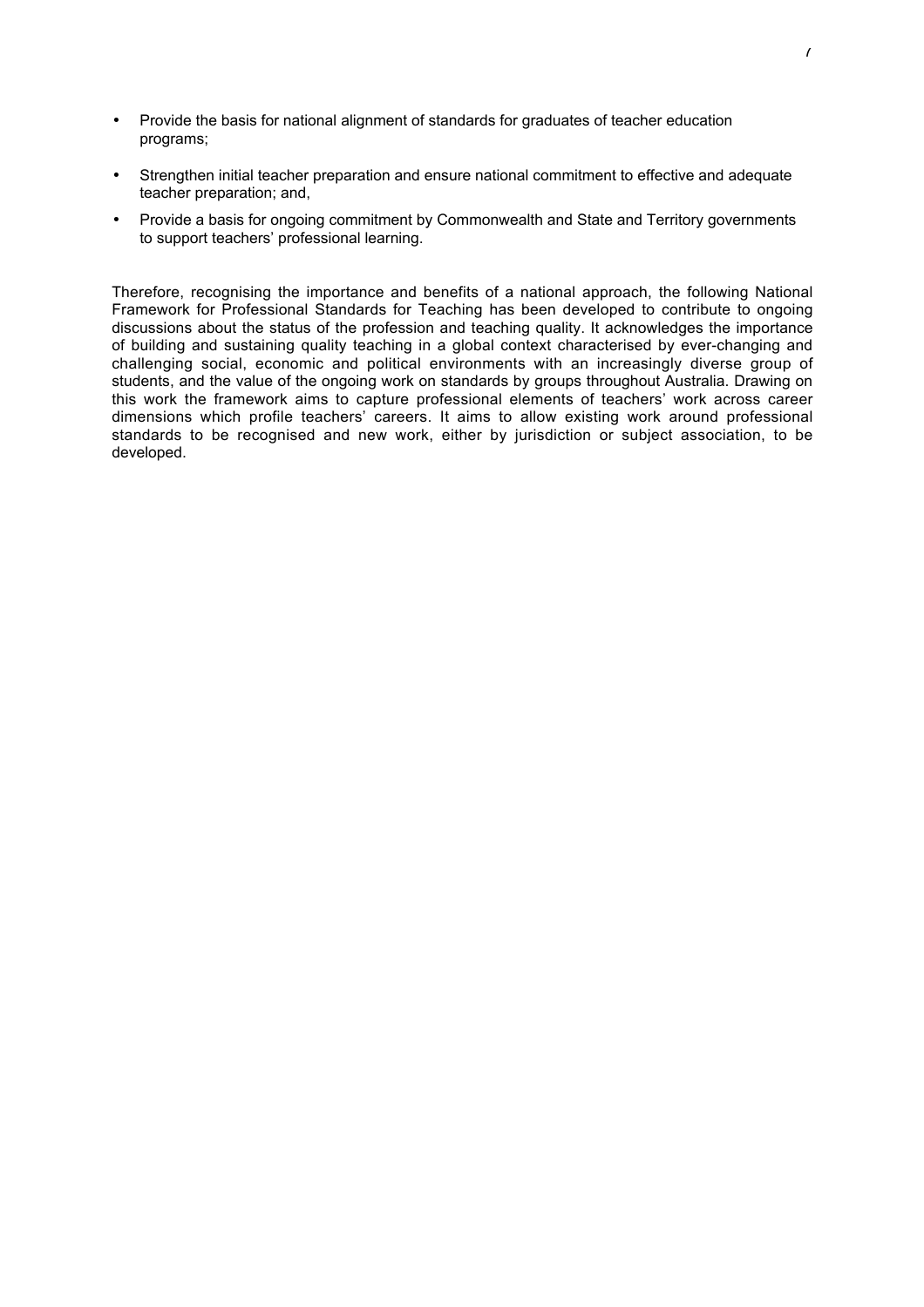- Provide the basis for national alignment of standards for graduates of teacher education programs;
- Strengthen initial teacher preparation and ensure national commitment to effective and adequate teacher preparation; and,
- Provide a basis for ongoing commitment by Commonwealth and State and Territory governments to support teachers' professional learning.

Therefore, recognising the importance and benefits of a national approach, the following National Framework for Professional Standards for Teaching has been developed to contribute to ongoing discussions about the status of the profession and teaching quality. It acknowledges the importance of building and sustaining quality teaching in a global context characterised by ever-changing and challenging social, economic and political environments with an increasingly diverse group of students, and the value of the ongoing work on standards by groups throughout Australia. Drawing on this work the framework aims to capture professional elements of teachers' work across career dimensions which profile teachers' careers. It aims to allow existing work around professional standards to be recognised and new work, either by jurisdiction or subject association, to be developed.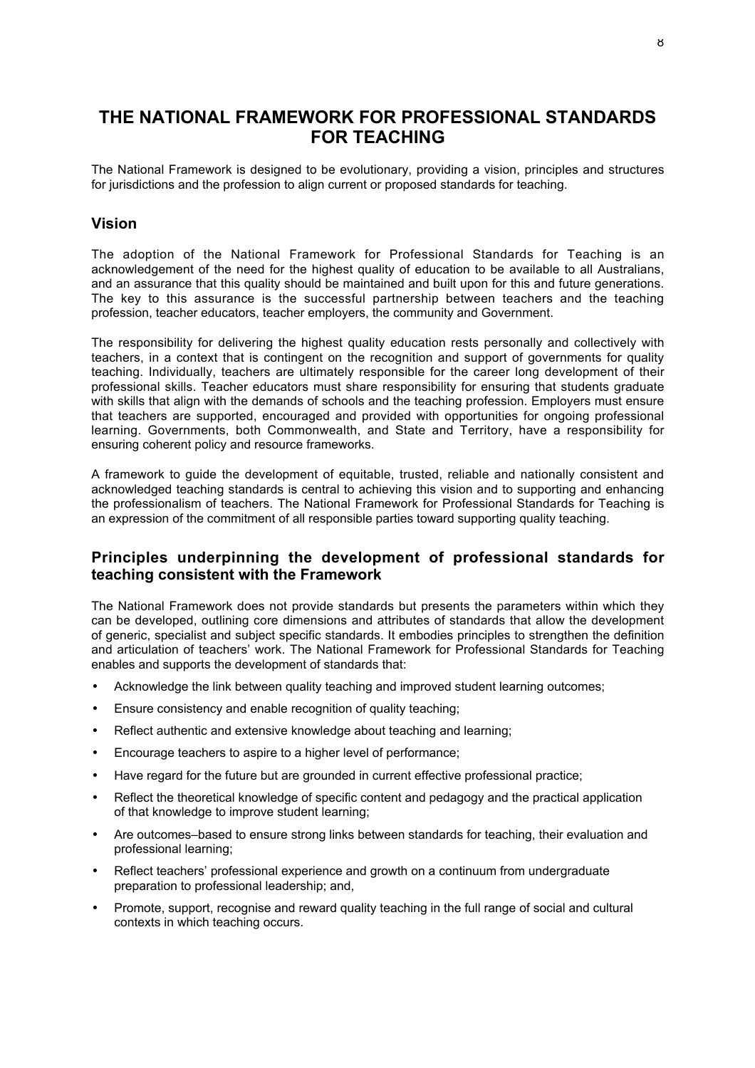# THE NATIONAL FRAMEWORK FOR PROFESSIONAL STANDARDS FOR TEACHING

The National Framework is designed to be evolutionary, providing a vision, principles and structures for jurisdictions and the profession to align current or proposed standards for teaching.

## Vision

The adoption of the National Framework for Professional Standards for Teaching is an acknowledgement of the need for the highest quality of education to be available to all Australians, and an assurance that this quality should be maintained and built upon for this and future generations. The key to this assurance is the successful partnership between teachers and the teaching profession, teacher educators, teacher employers, the community and Government.

The responsibility for delivering the highest quality education rests personally and collectively with teachers, in a context that is contingent on the recognition and support of governments for quality teaching. Individually, teachers are ultimately responsible for the career long development of their professional skills. Teacher educators must share responsibility for ensuring that students graduate with skills that align with the demands of schools and the teaching profession. Employers must ensure that teachers are supported, encouraged and provided with opportunities for ongoing professional learning. Governments, both Commonwealth, and State and Territory, have a responsibility for ensuring coherent policy and resource frameworks.

A framework to guide the development of equitable, trusted, reliable and nationally consistent and acknowledged teaching standards is central to achieving this vision and to supporting and enhancing the professionalism of teachers. The National Framework for Professional Standards for Teaching is an expression of the commitment of all responsible parties toward supporting quality teaching.

## Principles underpinning the development of professional standards for teaching consistent with the Framework

The National Framework does not provide standards but presents the parameters within which they can be developed, outlining core dimensions and attributes of standards that allow the development of generic, specialist and subject specific standards. It embodies principles to strengthen the definition and articulation of teachers' work. The National Framework for Professional Standards for Teaching enables and supports the development of standards that:

- Acknowledge the link between quality teaching and improved student learning outcomes;
- Ensure consistency and enable recognition of quality teaching;
- Reflect authentic and extensive knowledge about teaching and learning;
- Encourage teachers to aspire to a higher level of performance;
- Have regard for the future but are grounded in current effective professional practice;
- Reflect the theoretical knowledge of specific content and pedagogy and the practical application of that knowledge to improve student learning;
- Are outcomes–based to ensure strong links between standards for teaching, their evaluation and professional learning;
- Reflect teachers' professional experience and growth on a continuum from undergraduate preparation to professional leadership; and,
- Promote, support, recognise and reward quality teaching in the full range of social and cultural contexts in which teaching occurs.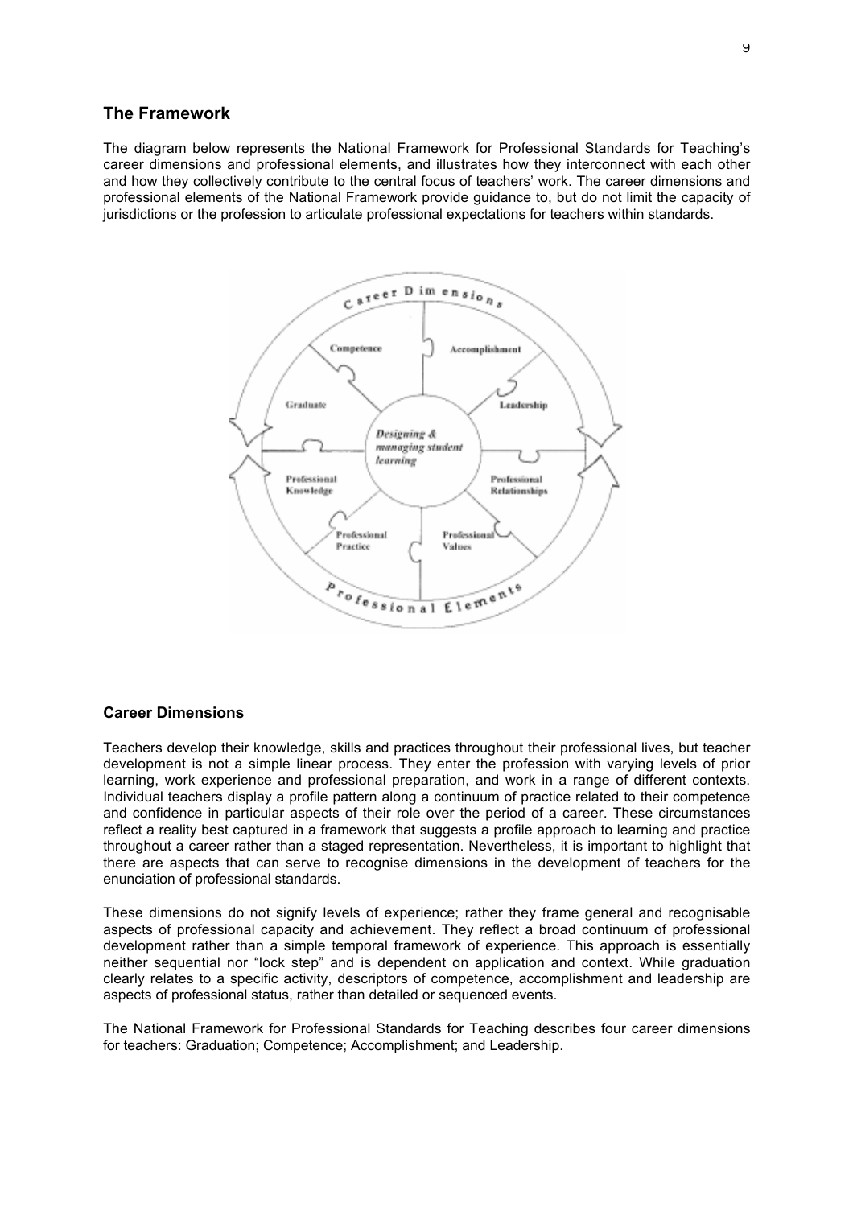## The Framework

The diagram below represents the National Framework for Professional Standards for Teaching's career dimensions and professional elements, and illustrates how they interconnect with each other and how they collectively contribute to the central focus of teachers' work. The career dimensions and professional elements of the National Framework provide guidance to, but do not limit the capacity of jurisdictions or the profession to articulate professional expectations for teachers within standards.

Career Dimensions

Competence

Accomplishment

Graduate

Leadership

Designing & managing student learning

Professional Knowledge

Professional Relationships

Professional Practice

Professional Values

Professional Elements

### Career Dimensions

Teachers develop their knowledge, skills and practices throughout their professional lives, but teacher development is not a simple linear process. They enter the profession with varying levels of prior learning, work experience and professional preparation, and work in a range of different contexts. Individual teachers display a profile pattern along a continuum of practice related to their competence and confidence in particular aspects of their role over the period of a career. These circumstances reflect a reality best captured in a framework that suggests a profile approach to learning and practice throughout a career rather than a staged representation. Nevertheless, it is important to highlight that there are aspects that can serve to recognise dimensions in the development of teachers for the enunciation of professional standards.

These dimensions do not signify levels of experience; rather they frame general and recognisable aspects of professional capacity and achievement. They reflect a broad continuum of professional development rather than a simple temporal framework of experience. This approach is essentially neither sequential nor "lock step" and is dependent on application and context. While graduation clearly relates to a specific activity, descriptors of competence, accomplishment and leadership are aspects of professional status, rather than detailed or sequenced events.

The National Framework for Professional Standards for Teaching describes four career dimensions for teachers: Graduation; Competence; Accomplishment; and Leadership.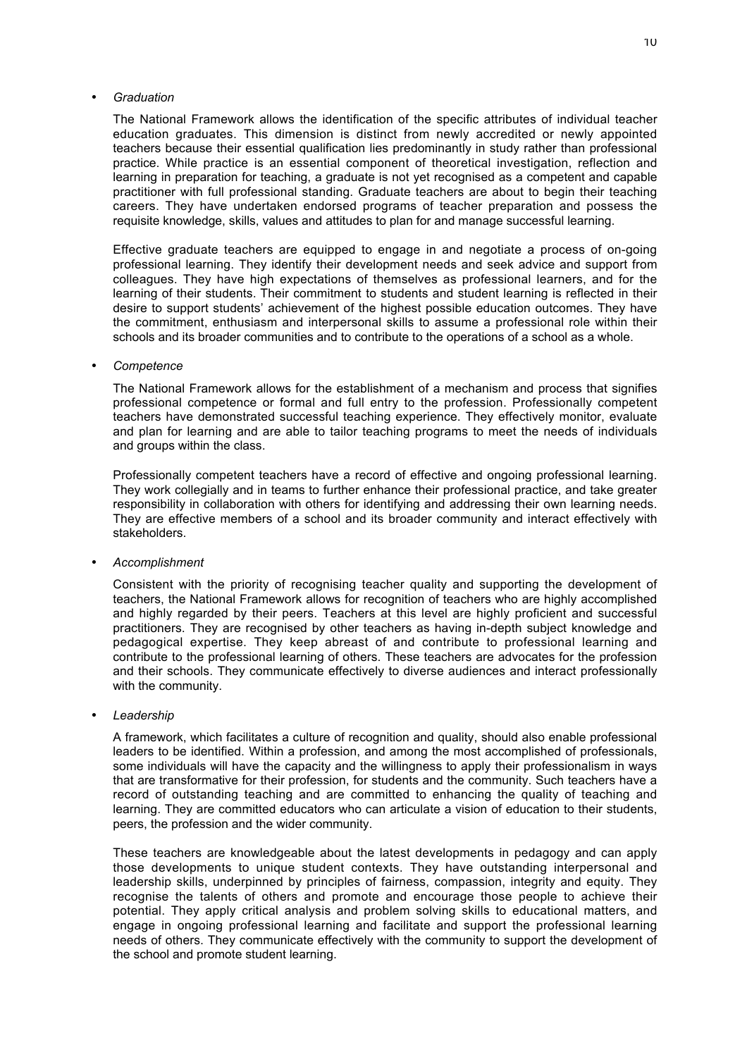- *Graduation*

  The National Framework allows the identification of the specific attributes of individual teacher education graduates. This dimension is distinct from newly accredited or newly appointed teachers because their essential qualification lies predominantly in study rather than professional practice. While practice is an essential component of theoretical investigation, reflection and learning in preparation for teaching, a graduate is not yet recognised as a competent and capable practitioner with full professional standing. Graduate teachers are about to begin their teaching careers. They have undertaken endorsed programs of teacher preparation and possess the requisite knowledge, skills, values and attitudes to plan for and manage successful learning.

  Effective graduate teachers are equipped to engage in and negotiate a process of on-going professional learning. They identify their development needs and seek advice and support from colleagues. They have high expectations of themselves as professional learners, and for the learning of their students. Their commitment to students and student learning is reflected in their desire to support students' achievement of the highest possible education outcomes. They have the commitment, enthusiasm and interpersonal skills to assume a professional role within their schools and its broader communities and to contribute to the operations of a school as a whole.

- *Competence*

  The National Framework allows for the establishment of a mechanism and process that signifies professional competence or formal and full entry to the profession. Professionally competent teachers have demonstrated successful teaching experience. They effectively monitor, evaluate and plan for learning and are able to tailor teaching programs to meet the needs of individuals and groups within the class.

  Professionally competent teachers have a record of effective and ongoing professional learning. They work collegially and in teams to further enhance their professional practice, and take greater responsibility in collaboration with others for identifying and addressing their own learning needs. They are effective members of a school and its broader community and interact effectively with stakeholders.

- *Accomplishment*

  Consistent with the priority of recognising teacher quality and supporting the development of teachers, the National Framework allows for recognition of teachers who are highly accomplished and highly regarded by their peers. Teachers at this level are highly proficient and successful practitioners. They are recognised by other teachers as having in-depth subject knowledge and pedagogical expertise. They keep abreast of and contribute to professional learning and contribute to the professional learning of others. These teachers are advocates for the profession and their schools. They communicate effectively to diverse audiences and interact professionally with the community.

- *Leadership*

  A framework, which facilitates a culture of recognition and quality, should also enable professional leaders to be identified. Within a profession, and among the most accomplished of professionals, some individuals will have the capacity and the willingness to apply their professionalism in ways that are transformative for their profession, for students and the community. Such teachers have a record of outstanding teaching and are committed to enhancing the quality of teaching and learning. They are committed educators who can articulate a vision of education to their students, peers, the profession and the wider community.

  These teachers are knowledgeable about the latest developments in pedagogy and can apply those developments to unique student contexts. They have outstanding interpersonal and leadership skills, underpinned by principles of fairness, compassion, integrity and equity. They recognise the talents of others and promote and encourage those people to achieve their potential. They apply critical analysis and problem solving skills to educational matters, and engage in ongoing professional learning and facilitate and support the professional learning needs of others. They communicate effectively with the community to support the development of the school and promote student learning.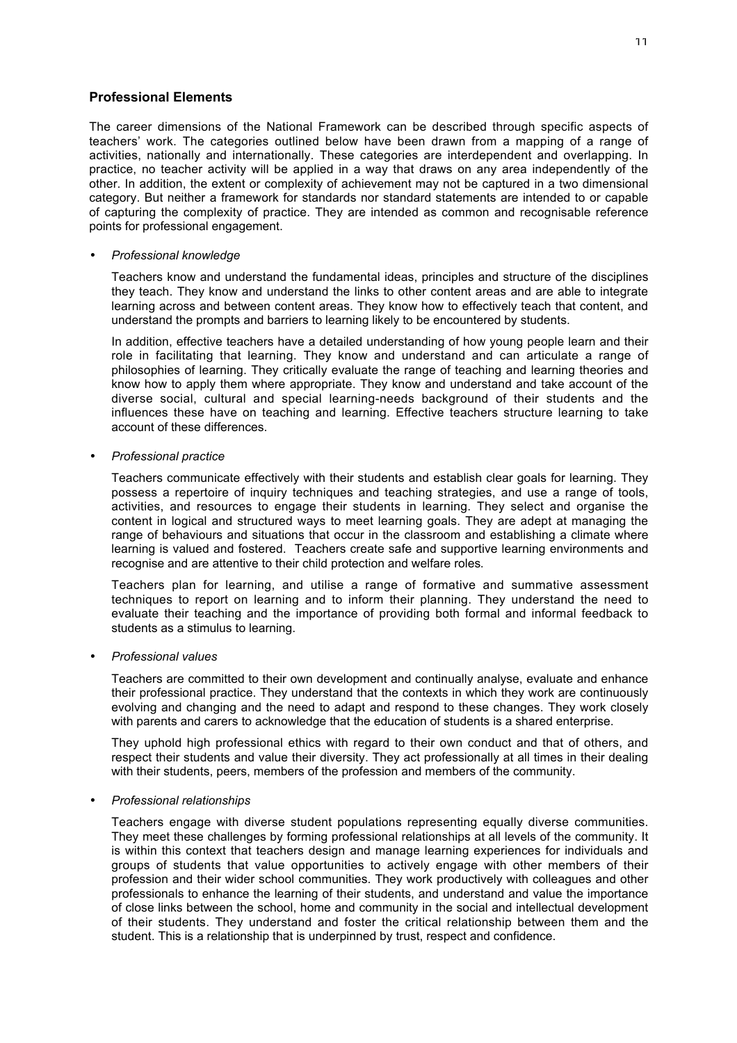## Professional Elements

The career dimensions of the National Framework can be described through specific aspects of teachers' work. The categories outlined below have been drawn from a mapping of a range of activities, nationally and internationally. These categories are interdependent and overlapping. In practice, no teacher activity will be applied in a way that draws on any area independently of the other. In addition, the extent or complexity of achievement may not be captured in a two dimensional category. But neither a framework for standards nor standard statements are intended to or capable of capturing the complexity of practice. They are intended as common and recognisable reference points for professional engagement.

- *Professional knowledge*

  Teachers know and understand the fundamental ideas, principles and structure of the disciplines they teach. They know and understand the links to other content areas and are able to integrate learning across and between content areas. They know how to effectively teach that content, and understand the prompts and barriers to learning likely to be encountered by students.

  In addition, effective teachers have a detailed understanding of how young people learn and their role in facilitating that learning. They know and understand and can articulate a range of philosophies of learning. They critically evaluate the range of teaching and learning theories and know how to apply them where appropriate. They know and understand and take account of the diverse social, cultural and special learning-needs background of their students and the influences these have on teaching and learning. Effective teachers structure learning to take account of these differences.

- *Professional practice*

  Teachers communicate effectively with their students and establish clear goals for learning. They possess a repertoire of inquiry techniques and teaching strategies, and use a range of tools, activities, and resources to engage their students in learning. They select and organise the content in logical and structured ways to meet learning goals. They are adept at managing the range of behaviours and situations that occur in the classroom and establishing a climate where learning is valued and fostered. Teachers create safe and supportive learning environments and recognise and are attentive to their child protection and welfare roles.

  Teachers plan for learning, and utilise a range of formative and summative assessment techniques to report on learning and to inform their planning. They understand the need to evaluate their teaching and the importance of providing both formal and informal feedback to students as a stimulus to learning.

- *Professional values*

  Teachers are committed to their own development and continually analyse, evaluate and enhance their professional practice. They understand that the contexts in which they work are continuously evolving and changing and the need to adapt and respond to these changes. They work closely with parents and carers to acknowledge that the education of students is a shared enterprise.

  They uphold high professional ethics with regard to their own conduct and that of others, and respect their students and value their diversity. They act professionally at all times in their dealing with their students, peers, members of the profession and members of the community.

- *Professional relationships*

  Teachers engage with diverse student populations representing equally diverse communities. They meet these challenges by forming professional relationships at all levels of the community. It is within this context that teachers design and manage learning experiences for individuals and groups of students that value opportunities to actively engage with other members of their profession and their wider school communities. They work productively with colleagues and other professionals to enhance the learning of their students, and understand and value the importance of close links between the school, home and community in the social and intellectual development of their students. They understand and foster the critical relationship between them and the student. This is a relationship that is underpinned by trust, respect and confidence.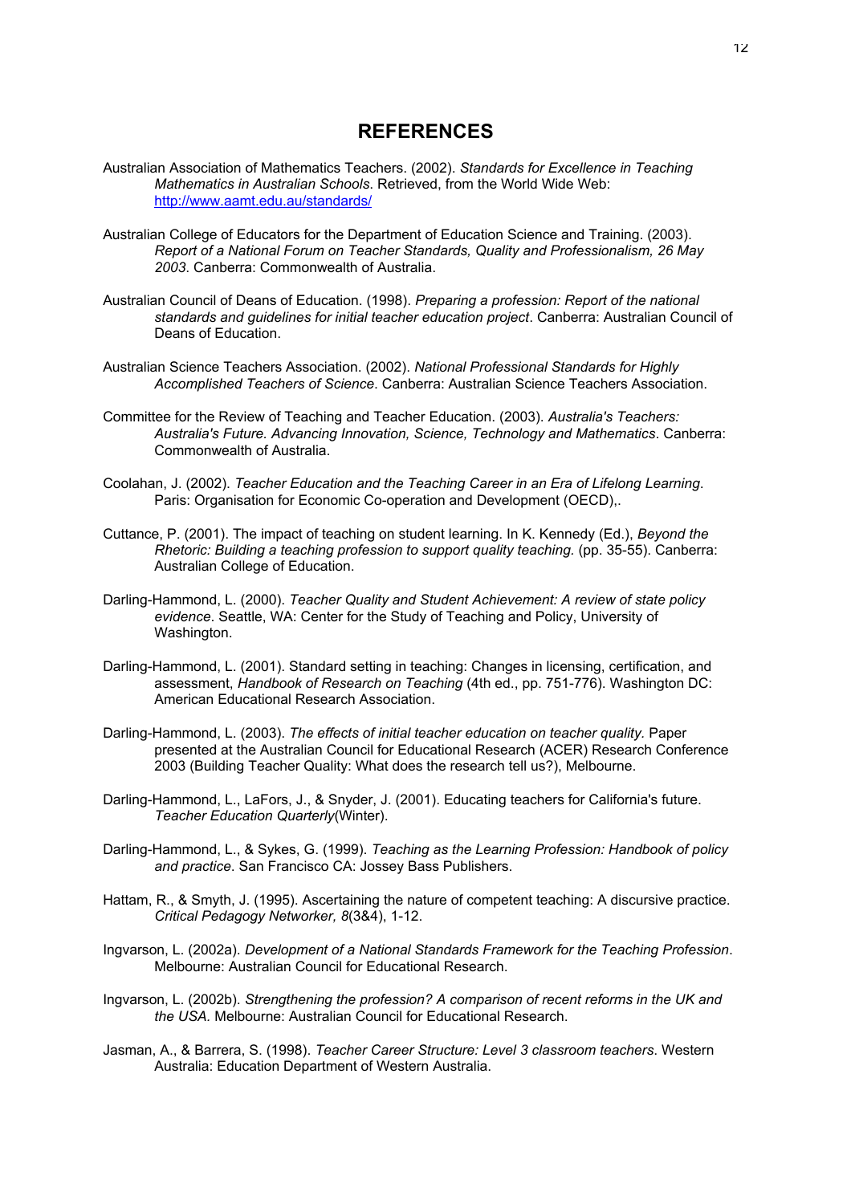# REFERENCES

Australian Association of Mathematics Teachers. (2002). *Standards for Excellence in Teaching Mathematics in Australian Schools*. Retrieved, from the World Wide Web: http://www.aamt.edu.au/standards/

Australian College of Educators for the Department of Education Science and Training. (2003). *Report of a National Forum on Teacher Standards, Quality and Professionalism, 26 May 2003*. Canberra: Commonwealth of Australia.

Australian Council of Deans of Education. (1998). *Preparing a profession: Report of the national standards and guidelines for initial teacher education project*. Canberra: Australian Council of Deans of Education.

Australian Science Teachers Association. (2002). *National Professional Standards for Highly Accomplished Teachers of Science*. Canberra: Australian Science Teachers Association.

Committee for the Review of Teaching and Teacher Education. (2003). *Australia's Teachers: Australia's Future. Advancing Innovation, Science, Technology and Mathematics*. Canberra: Commonwealth of Australia.

Coolahan, J. (2002). *Teacher Education and the Teaching Career in an Era of Lifelong Learning*. Paris: Organisation for Economic Co-operation and Development (OECD),.

Cuttance, P. (2001). The impact of teaching on student learning. In K. Kennedy (Ed.), *Beyond the Rhetoric: Building a teaching profession to support quality teaching.* (pp. 35-55). Canberra: Australian College of Education.

Darling-Hammond, L. (2000). *Teacher Quality and Student Achievement: A review of state policy evidence*. Seattle, WA: Center for the Study of Teaching and Policy, University of Washington.

Darling-Hammond, L. (2001). Standard setting in teaching: Changes in licensing, certification, and assessment, *Handbook of Research on Teaching* (4th ed., pp. 751-776). Washington DC: American Educational Research Association.

Darling-Hammond, L. (2003). *The effects of initial teacher education on teacher quality.* Paper presented at the Australian Council for Educational Research (ACER) Research Conference 2003 (Building Teacher Quality: What does the research tell us?), Melbourne.

Darling-Hammond, L., LaFors, J., & Snyder, J. (2001). Educating teachers for California's future. *Teacher Education Quarterly*(Winter).

Darling-Hammond, L., & Sykes, G. (1999). *Teaching as the Learning Profession: Handbook of policy and practice*. San Francisco CA: Jossey Bass Publishers.

Hattam, R., & Smyth, J. (1995). Ascertaining the nature of competent teaching: A discursive practice. *Critical Pedagogy Networker, 8*(3&4), 1-12.

Ingvarson, L. (2002a). *Development of a National Standards Framework for the Teaching Profession*. Melbourne: Australian Council for Educational Research.

Ingvarson, L. (2002b). *Strengthening the profession? A comparison of recent reforms in the UK and the USA.* Melbourne: Australian Council for Educational Research.

Jasman, A., & Barrera, S. (1998). *Teacher Career Structure: Level 3 classroom teachers*. Western Australia: Education Department of Western Australia.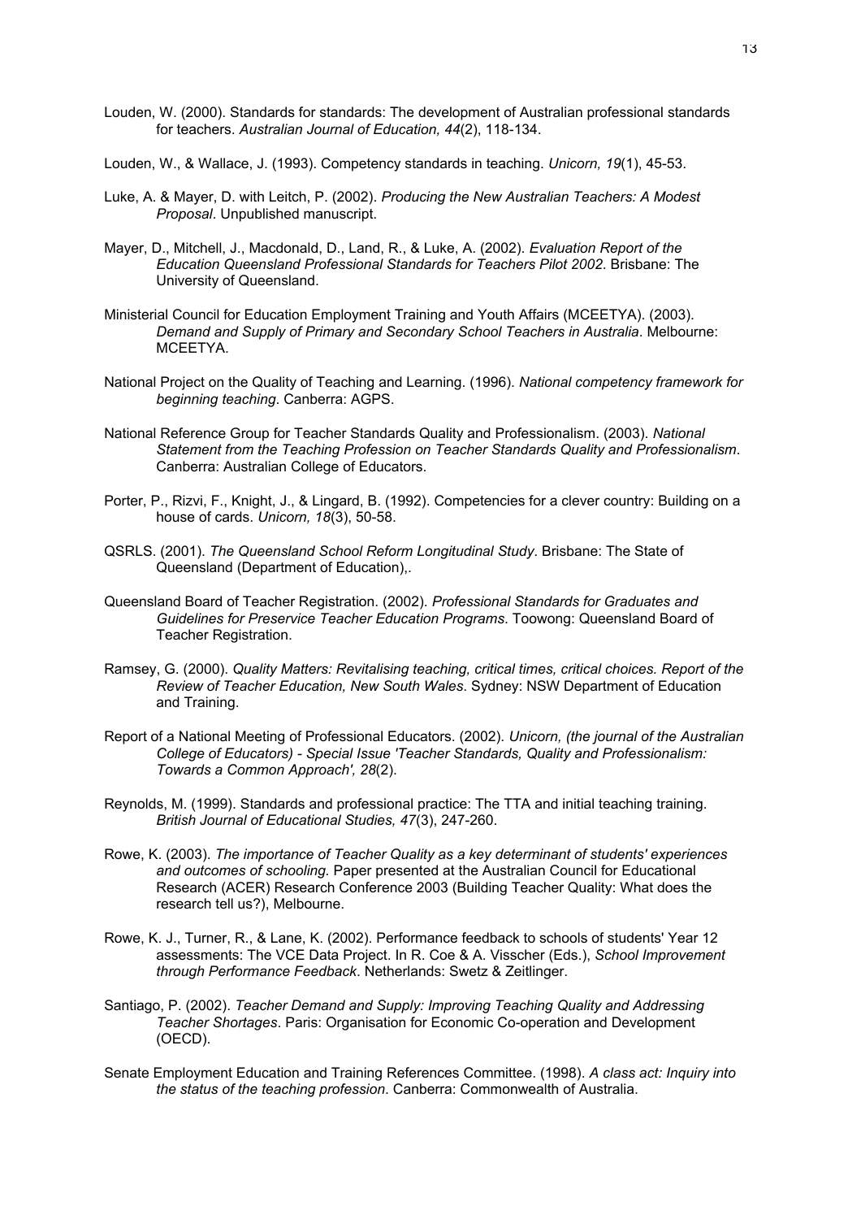Louden, W. (2000). Standards for standards: The development of Australian professional standards for teachers. *Australian Journal of Education, 44*(2), 118-134.

Louden, W., & Wallace, J. (1993). Competency standards in teaching. *Unicorn, 19*(1), 45-53.

Luke, A. & Mayer, D. with Leitch, P. (2002). *Producing the New Australian Teachers: A Modest Proposal*. Unpublished manuscript.

Mayer, D., Mitchell, J., Macdonald, D., Land, R., & Luke, A. (2002). *Evaluation Report of the Education Queensland Professional Standards for Teachers Pilot 2002*. Brisbane: The University of Queensland.

Ministerial Council for Education Employment Training and Youth Affairs (MCEETYA). (2003). *Demand and Supply of Primary and Secondary School Teachers in Australia*. Melbourne: MCEETYA.

National Project on the Quality of Teaching and Learning. (1996). *National competency framework for beginning teaching*. Canberra: AGPS.

National Reference Group for Teacher Standards Quality and Professionalism. (2003). *National Statement from the Teaching Profession on Teacher Standards Quality and Professionalism*. Canberra: Australian College of Educators.

Porter, P., Rizvi, F., Knight, J., & Lingard, B. (1992). Competencies for a clever country: Building on a house of cards. *Unicorn, 18*(3), 50-58.

QSRLS. (2001). *The Queensland School Reform Longitudinal Study*. Brisbane: The State of Queensland (Department of Education),.

Queensland Board of Teacher Registration. (2002). *Professional Standards for Graduates and Guidelines for Preservice Teacher Education Programs*. Toowong: Queensland Board of Teacher Registration.

Ramsey, G. (2000). *Quality Matters: Revitalising teaching, critical times, critical choices. Report of the Review of Teacher Education, New South Wales*. Sydney: NSW Department of Education and Training.

Report of a National Meeting of Professional Educators. (2002). *Unicorn, (the journal of the Australian College of Educators) - Special Issue 'Teacher Standards, Quality and Professionalism: Towards a Common Approach', 28*(2).

Reynolds, M. (1999). Standards and professional practice: The TTA and initial teaching training. *British Journal of Educational Studies, 47*(3), 247-260.

Rowe, K. (2003). *The importance of Teacher Quality as a key determinant of students' experiences and outcomes of schooling.* Paper presented at the Australian Council for Educational Research (ACER) Research Conference 2003 (Building Teacher Quality: What does the research tell us?), Melbourne.

Rowe, K. J., Turner, R., & Lane, K. (2002). Performance feedback to schools of students' Year 12 assessments: The VCE Data Project. In R. Coe & A. Visscher (Eds.), *School Improvement through Performance Feedback*. Netherlands: Swetz & Zeitlinger.

Santiago, P. (2002). *Teacher Demand and Supply: Improving Teaching Quality and Addressing Teacher Shortages*. Paris: Organisation for Economic Co-operation and Development (OECD).

Senate Employment Education and Training References Committee. (1998). *A class act: Inquiry into the status of the teaching profession*. Canberra: Commonwealth of Australia.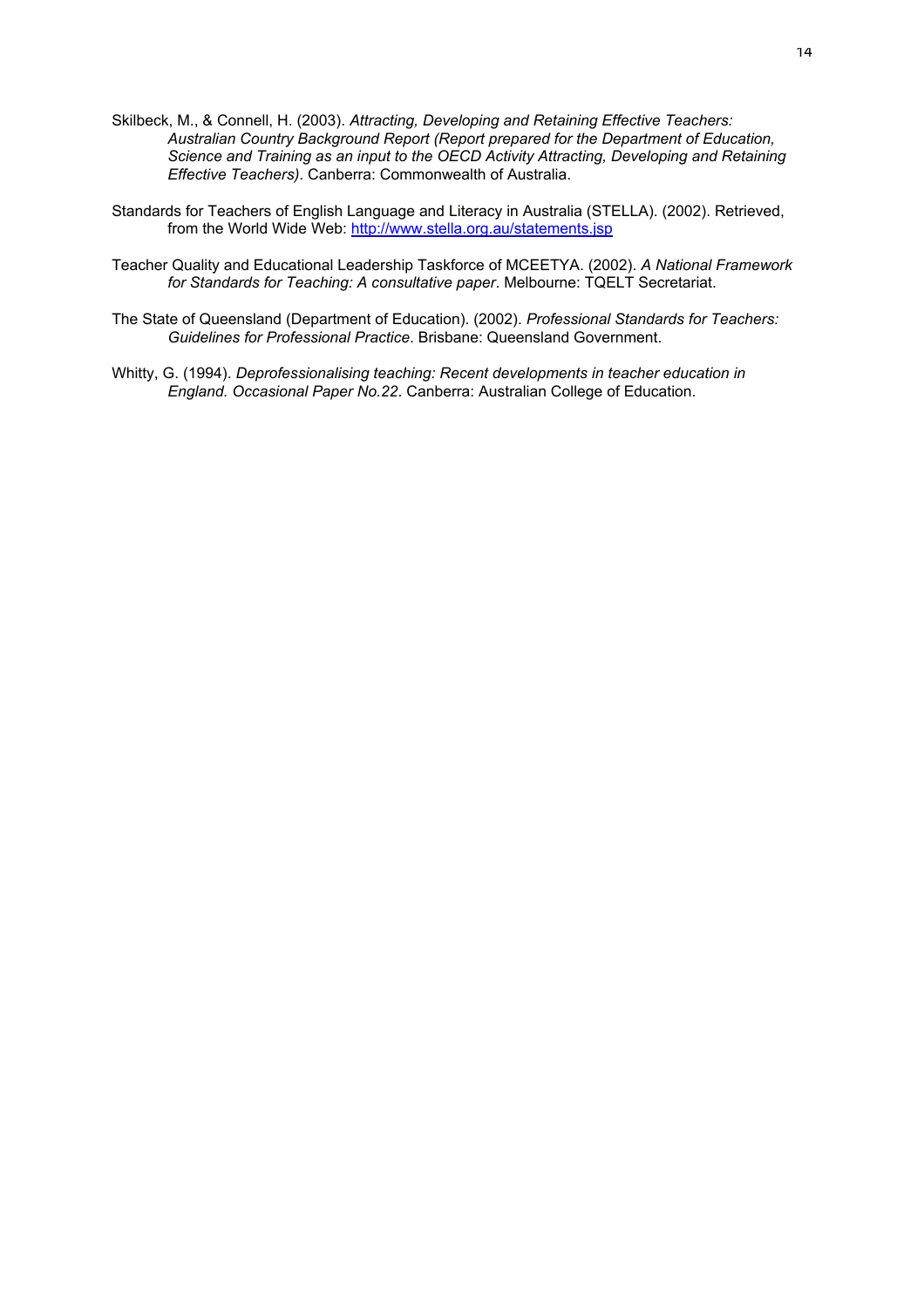Skilbeck, M., & Connell, H. (2003). *Attracting, Developing and Retaining Effective Teachers: Australian Country Background Report (Report prepared for the Department of Education, Science and Training as an input to the OECD Activity Attracting, Developing and Retaining Effective Teachers)*. Canberra: Commonwealth of Australia.

Standards for Teachers of English Language and Literacy in Australia (STELLA). (2002). Retrieved, from the World Wide Web: http://www.stella.org.au/statements.jsp

Teacher Quality and Educational Leadership Taskforce of MCEETYA. (2002). *A National Framework for Standards for Teaching: A consultative paper*. Melbourne: TQELT Secretariat.

The State of Queensland (Department of Education). (2002). *Professional Standards for Teachers: Guidelines for Professional Practice*. Brisbane: Queensland Government.

Whitty, G. (1994). *Deprofessionalising teaching: Recent developments in teacher education in England. Occasional Paper No.22*. Canberra: Australian College of Education.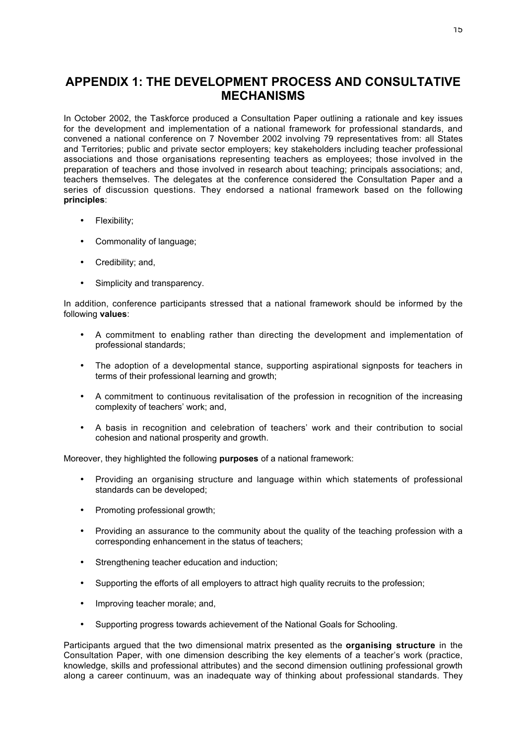# APPENDIX 1: THE DEVELOPMENT PROCESS AND CONSULTATIVE MECHANISMS

In October 2002, the Taskforce produced a Consultation Paper outlining a rationale and key issues for the development and implementation of a national framework for professional standards, and convened a national conference on 7 November 2002 involving 79 representatives from: all States and Territories; public and private sector employers; key stakeholders including teacher professional associations and those organisations representing teachers as employees; those involved in the preparation of teachers and those involved in research about teaching; principals associations; and, teachers themselves. The delegates at the conference considered the Consultation Paper and a series of discussion questions. They endorsed a national framework based on the following **principles**:

- Flexibility;
- Commonality of language;
- Credibility; and,
- Simplicity and transparency.

In addition, conference participants stressed that a national framework should be informed by the following **values**:

- A commitment to enabling rather than directing the development and implementation of professional standards;
- The adoption of a developmental stance, supporting aspirational signposts for teachers in terms of their professional learning and growth;
- A commitment to continuous revitalisation of the profession in recognition of the increasing complexity of teachers' work; and,
- A basis in recognition and celebration of teachers' work and their contribution to social cohesion and national prosperity and growth.

Moreover, they highlighted the following **purposes** of a national framework:

- Providing an organising structure and language within which statements of professional standards can be developed;
- Promoting professional growth;
- Providing an assurance to the community about the quality of the teaching profession with a corresponding enhancement in the status of teachers;
- Strengthening teacher education and induction;
- Supporting the efforts of all employers to attract high quality recruits to the profession;
- Improving teacher morale; and,
- Supporting progress towards achievement of the National Goals for Schooling.

Participants argued that the two dimensional matrix presented as the **organising structure** in the Consultation Paper, with one dimension describing the key elements of a teacher's work (practice, knowledge, skills and professional attributes) and the second dimension outlining professional growth along a career continuum, was an inadequate way of thinking about professional standards. They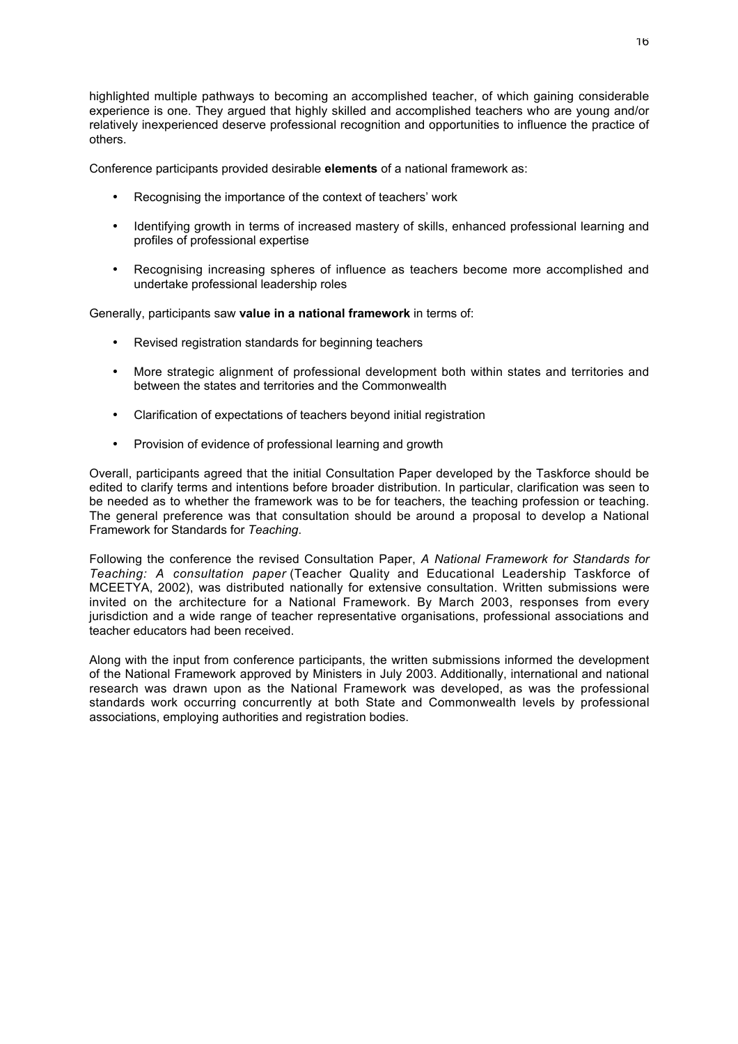highlighted multiple pathways to becoming an accomplished teacher, of which gaining considerable experience is one. They argued that highly skilled and accomplished teachers who are young and/or relatively inexperienced deserve professional recognition and opportunities to influence the practice of others.

Conference participants provided desirable **elements** of a national framework as:

- Recognising the importance of the context of teachers' work
- Identifying growth in terms of increased mastery of skills, enhanced professional learning and profiles of professional expertise
- Recognising increasing spheres of influence as teachers become more accomplished and undertake professional leadership roles

Generally, participants saw **value in a national framework** in terms of:

- Revised registration standards for beginning teachers
- More strategic alignment of professional development both within states and territories and between the states and territories and the Commonwealth
- Clarification of expectations of teachers beyond initial registration
- Provision of evidence of professional learning and growth

Overall, participants agreed that the initial Consultation Paper developed by the Taskforce should be edited to clarify terms and intentions before broader distribution. In particular, clarification was seen to be needed as to whether the framework was to be for teachers, the teaching profession or teaching. The general preference was that consultation should be around a proposal to develop a National Framework for Standards for *Teaching*.

Following the conference the revised Consultation Paper, *A National Framework for Standards for Teaching: A consultation paper* (Teacher Quality and Educational Leadership Taskforce of MCEETYA, 2002), was distributed nationally for extensive consultation. Written submissions were invited on the architecture for a National Framework. By March 2003, responses from every jurisdiction and a wide range of teacher representative organisations, professional associations and teacher educators had been received.

Along with the input from conference participants, the written submissions informed the development of the National Framework approved by Ministers in July 2003. Additionally, international and national research was drawn upon as the National Framework was developed, as was the professional standards work occurring concurrently at both State and Commonwealth levels by professional associations, employing authorities and registration bodies.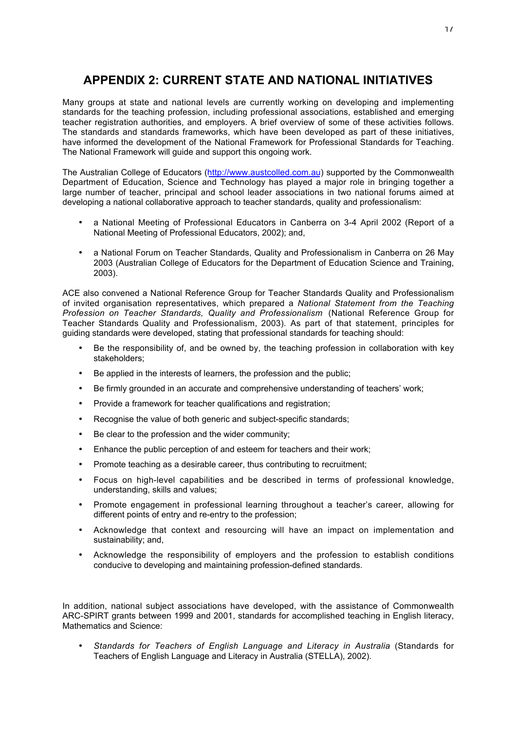# APPENDIX 2: CURRENT STATE AND NATIONAL INITIATIVES

Many groups at state and national levels are currently working on developing and implementing standards for the teaching profession, including professional associations, established and emerging teacher registration authorities, and employers. A brief overview of some of these activities follows. The standards and standards frameworks, which have been developed as part of these initiatives, have informed the development of the National Framework for Professional Standards for Teaching. The National Framework will guide and support this ongoing work.

The Australian College of Educators (http://www.austcolled.com.au) supported by the Commonwealth Department of Education, Science and Technology has played a major role in bringing together a large number of teacher, principal and school leader associations in two national forums aimed at developing a national collaborative approach to teacher standards, quality and professionalism:

- a National Meeting of Professional Educators in Canberra on 3-4 April 2002 (Report of a National Meeting of Professional Educators, 2002); and,
- a National Forum on Teacher Standards, Quality and Professionalism in Canberra on 26 May 2003 (Australian College of Educators for the Department of Education Science and Training, 2003).

ACE also convened a National Reference Group for Teacher Standards Quality and Professionalism of invited organisation representatives, which prepared a *National Statement from the Teaching Profession on Teacher Standards, Quality and Professionalism* (National Reference Group for Teacher Standards Quality and Professionalism, 2003). As part of that statement, principles for guiding standards were developed, stating that professional standards for teaching should:

- Be the responsibility of, and be owned by, the teaching profession in collaboration with key stakeholders;
- Be applied in the interests of learners, the profession and the public;
- Be firmly grounded in an accurate and comprehensive understanding of teachers' work;
- Provide a framework for teacher qualifications and registration;
- Recognise the value of both generic and subject-specific standards;
- Be clear to the profession and the wider community;
- Enhance the public perception of and esteem for teachers and their work;
- Promote teaching as a desirable career, thus contributing to recruitment;
- Focus on high-level capabilities and be described in terms of professional knowledge, understanding, skills and values;
- Promote engagement in professional learning throughout a teacher's career, allowing for different points of entry and re-entry to the profession;
- Acknowledge that context and resourcing will have an impact on implementation and sustainability; and,
- Acknowledge the responsibility of employers and the profession to establish conditions conducive to developing and maintaining profession-defined standards.

In addition, national subject associations have developed, with the assistance of Commonwealth ARC-SPIRT grants between 1999 and 2001, standards for accomplished teaching in English literacy, Mathematics and Science:

- *Standards for Teachers of English Language and Literacy in Australia* (Standards for Teachers of English Language and Literacy in Australia (STELLA), 2002).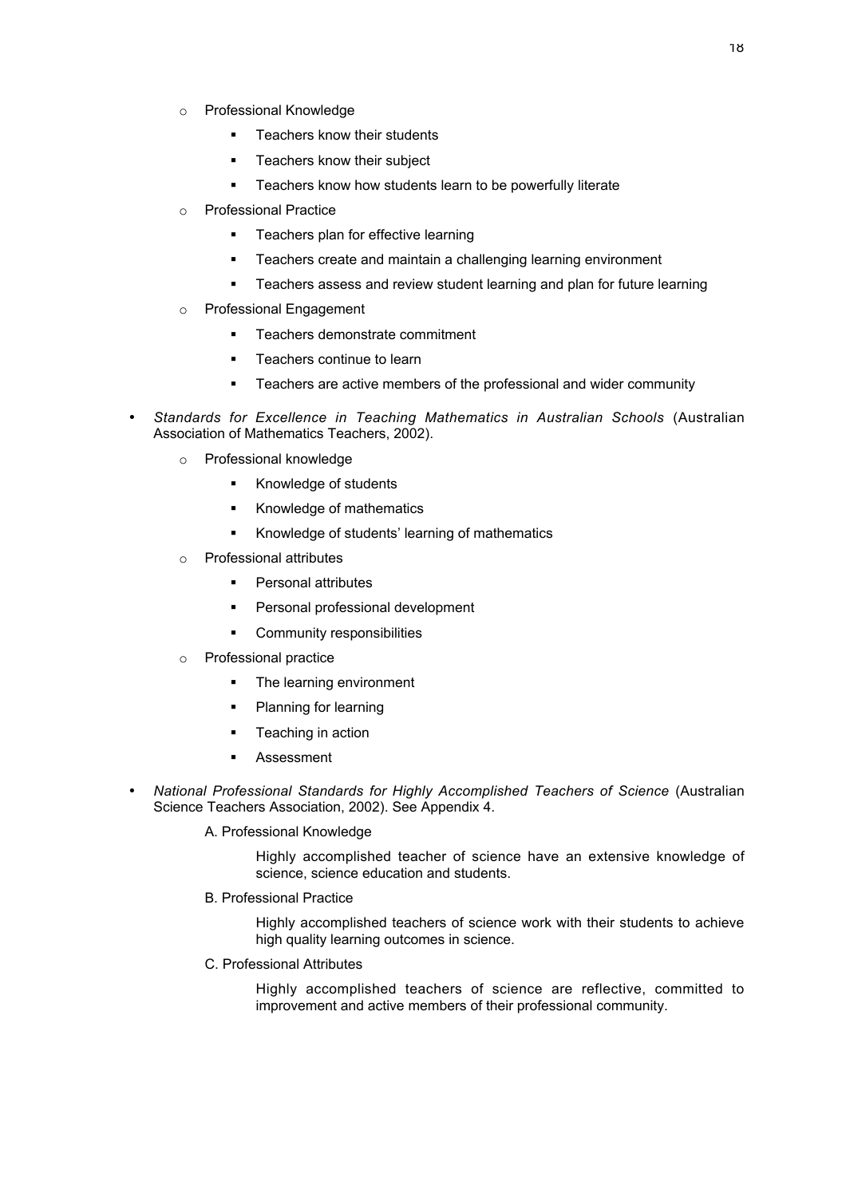- Professional Knowledge
    - Teachers know their students
    - Teachers know their subject
    - Teachers know how students learn to be powerfully literate
- Professional Practice
    - Teachers plan for effective learning
    - Teachers create and maintain a challenging learning environment
    - Teachers assess and review student learning and plan for future learning
- Professional Engagement
    - Teachers demonstrate commitment
    - Teachers continue to learn
    - Teachers are active members of the professional and wider community

- *Standards for Excellence in Teaching Mathematics in Australian Schools* (Australian Association of Mathematics Teachers, 2002).
    - Professional knowledge
        - Knowledge of students
        - Knowledge of mathematics
        - Knowledge of students' learning of mathematics
    - Professional attributes
        - Personal attributes
        - Personal professional development
        - Community responsibilities
    - Professional practice
        - The learning environment
        - Planning for learning
        - Teaching in action
        - Assessment

- *National Professional Standards for Highly Accomplished Teachers of Science* (Australian Science Teachers Association, 2002). See Appendix 4.

    A. Professional Knowledge

    Highly accomplished teacher of science have an extensive knowledge of science, science education and students.

    B. Professional Practice

    Highly accomplished teachers of science work with their students to achieve high quality learning outcomes in science.

    C. Professional Attributes

    Highly accomplished teachers of science are reflective, committed to improvement and active members of their professional community.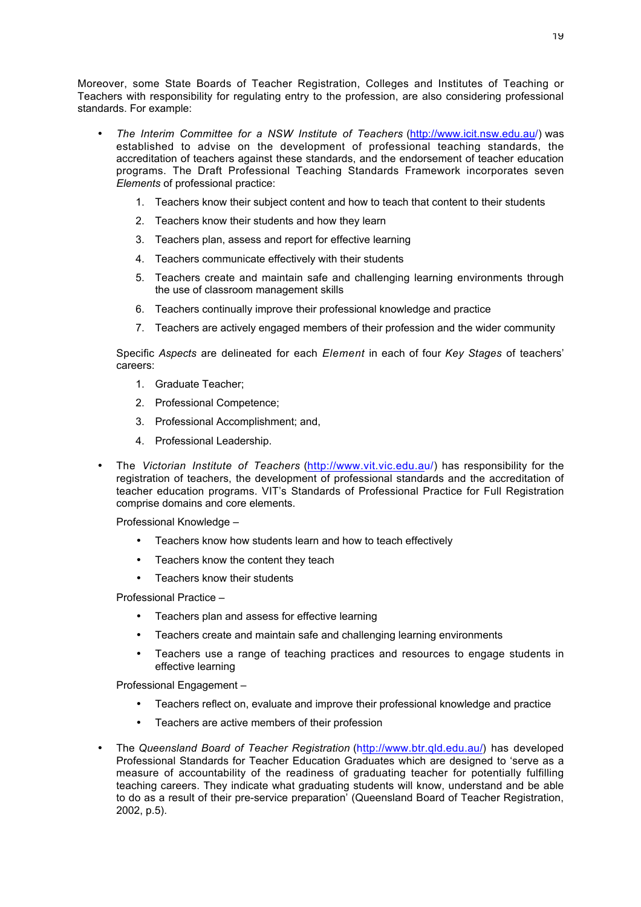Moreover, some State Boards of Teacher Registration, Colleges and Institutes of Teaching or Teachers with responsibility for regulating entry to the profession, are also considering professional standards. For example:

- *The Interim Committee for a NSW Institute of Teachers* (http://www.icit.nsw.edu.au/) was established to advise on the development of professional teaching standards, the accreditation of teachers against these standards, and the endorsement of teacher education programs. The Draft Professional Teaching Standards Framework incorporates seven *Elements* of professional practice:

    1. Teachers know their subject content and how to teach that content to their students
    2. Teachers know their students and how they learn
    3. Teachers plan, assess and report for effective learning
    4. Teachers communicate effectively with their students
    5. Teachers create and maintain safe and challenging learning environments through the use of classroom management skills
    6. Teachers continually improve their professional knowledge and practice
    7. Teachers are actively engaged members of their profession and the wider community

    Specific *Aspects* are delineated for each *Element* in each of four *Key Stages* of teachers' careers:

    1. Graduate Teacher;
    2. Professional Competence;
    3. Professional Accomplishment; and,
    4. Professional Leadership.

- The *Victorian Institute of Teachers* (http://www.vit.vic.edu.au/) has responsibility for the registration of teachers, the development of professional standards and the accreditation of teacher education programs. VIT's Standards of Professional Practice for Full Registration comprise domains and core elements.

    Professional Knowledge –

    - Teachers know how students learn and how to teach effectively
    - Teachers know the content they teach
    - Teachers know their students

    Professional Practice –

    - Teachers plan and assess for effective learning
    - Teachers create and maintain safe and challenging learning environments
    - Teachers use a range of teaching practices and resources to engage students in effective learning

    Professional Engagement –

    - Teachers reflect on, evaluate and improve their professional knowledge and practice
    - Teachers are active members of their profession

- The *Queensland Board of Teacher Registration* (http://www.btr.qld.edu.au/) has developed Professional Standards for Teacher Education Graduates which are designed to 'serve as a measure of accountability of the readiness of graduating teacher for potentially fulfilling teaching careers. They indicate what graduating students will know, understand and be able to do as a result of their pre-service preparation' (Queensland Board of Teacher Registration, 2002, p.5).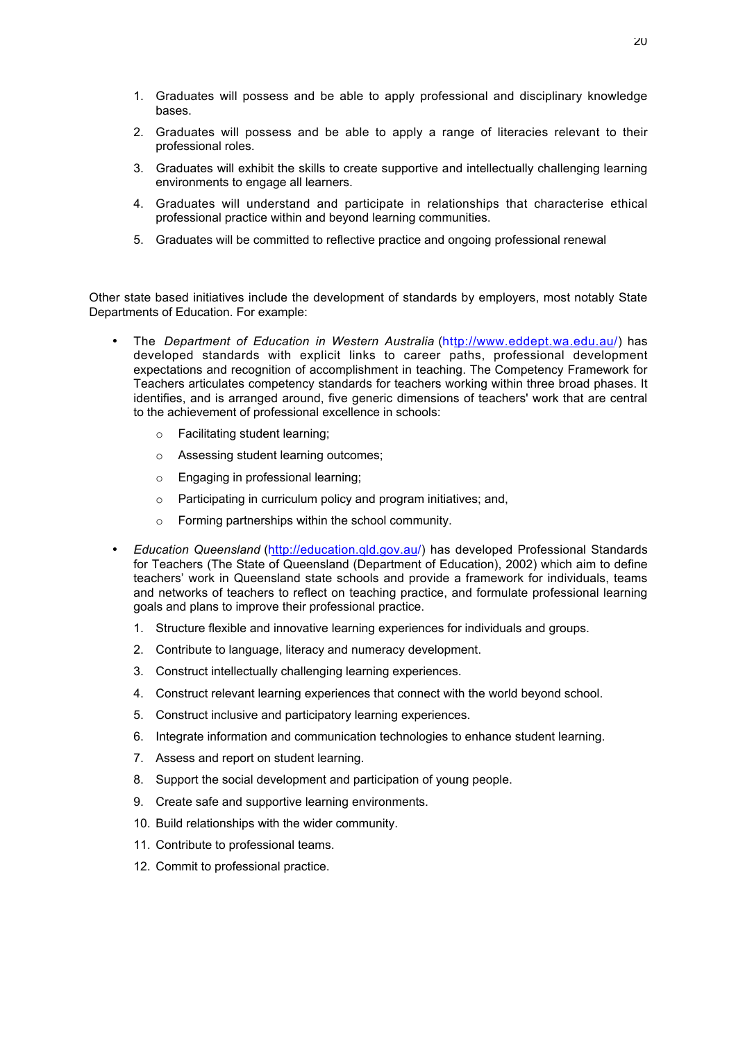1. Graduates will possess and be able to apply professional and disciplinary knowledge bases.
2. Graduates will possess and be able to apply a range of literacies relevant to their professional roles.
3. Graduates will exhibit the skills to create supportive and intellectually challenging learning environments to engage all learners.
4. Graduates will understand and participate in relationships that characterise ethical professional practice within and beyond learning communities.
5. Graduates will be committed to reflective practice and ongoing professional renewal

Other state based initiatives include the development of standards by employers, most notably State Departments of Education. For example:

- The *Department of Education in Western Australia* (http://www.eddept.wa.edu.au/) has developed standards with explicit links to career paths, professional development expectations and recognition of accomplishment in teaching. The Competency Framework for Teachers articulates competency standards for teachers working within three broad phases. It identifies, and is arranged around, five generic dimensions of teachers' work that are central to the achievement of professional excellence in schools:
    - Facilitating student learning;
    - Assessing student learning outcomes;
    - Engaging in professional learning;
    - Participating in curriculum policy and program initiatives; and,
    - Forming partnerships within the school community.
- *Education Queensland* (http://education.qld.gov.au/) has developed Professional Standards for Teachers (The State of Queensland (Department of Education), 2002) which aim to define teachers' work in Queensland state schools and provide a framework for individuals, teams and networks of teachers to reflect on teaching practice, and formulate professional learning goals and plans to improve their professional practice.
    1. Structure flexible and innovative learning experiences for individuals and groups.
    2. Contribute to language, literacy and numeracy development.
    3. Construct intellectually challenging learning experiences.
    4. Construct relevant learning experiences that connect with the world beyond school.
    5. Construct inclusive and participatory learning experiences.
    6. Integrate information and communication technologies to enhance student learning.
    7. Assess and report on student learning.
    8. Support the social development and participation of young people.
    9. Create safe and supportive learning environments.
    10. Build relationships with the wider community.
    11. Contribute to professional teams.
    12. Commit to professional practice.